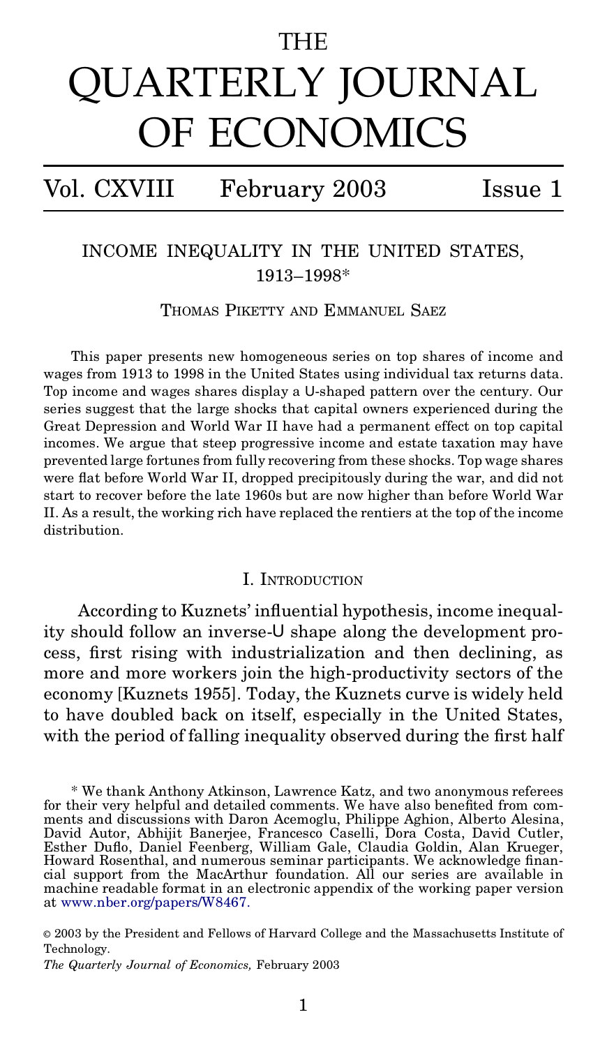# THE QUARTERLY JOURNAL OF ECONOMICS

Vol. CXVIII February 2003 Issue 1

## INCOME INEQUALITY IN THE UNITED STATES, 1913–1998*

THOMAS PIKETTY AND EMMANUEL SAEZ

This paper presents new homogeneous series on top shares of income and wages from 1913 to 1998 in the United States using individual tax returns data. Top income and wages shares display a U-shaped pattern over the century. Our series suggest that the large shocks that capital owners experienced during the Great Depression and World War II have had a permanent effect on top capital incomes. We argue that steep progressive income and estate taxation may have prevented large fortunes from fully recovering from these shocks. Top wage shares were flat before World War II, dropped precipitously during the war, and did not start to recover before the late 1960s but are now higher than before World War II. As a result, the working rich have replaced the rentiers at the top of the income distribution.

### I. INTRODUCTION

According to Kuznets' influential hypothesis, income inequality should follow an inverse-U shape along the development process, first rising with industrialization and then declining, as more and more workers join the high-productivity sectors of the economy [Kuznets 1955]. Today, the Kuznets curve is widely held to have doubled back on itself, especially in the United States, with the period of falling inequality observed during the first half

\* We thank Anthony Atkinson, Lawrence Katz, and two anonymous referees for their very helpful and detailed comments. We have also benefited from comments and discussions with Daron Acemoglu, Philippe Aghion, Alberto Alesina, David Autor, Abhijit Banerjee, Francesco Caselli, Dora Costa, David Cutler, Esther Duflo, Daniel Feenberg, William Gale, Claudia Goldin, Alan Krueger, Howard Rosenthal, and numerous seminar participants. We acknowledge financial support from the MacArthur foundation. All our series are available in machine readable format in an electronic appendix of the working paper version at www.nber.org/papers/W8467.

© 2003 by the President and Fellows of Harvard College and the Massachusetts Institute of Technology.

*The Quarterly Journal of Economics,* February 2003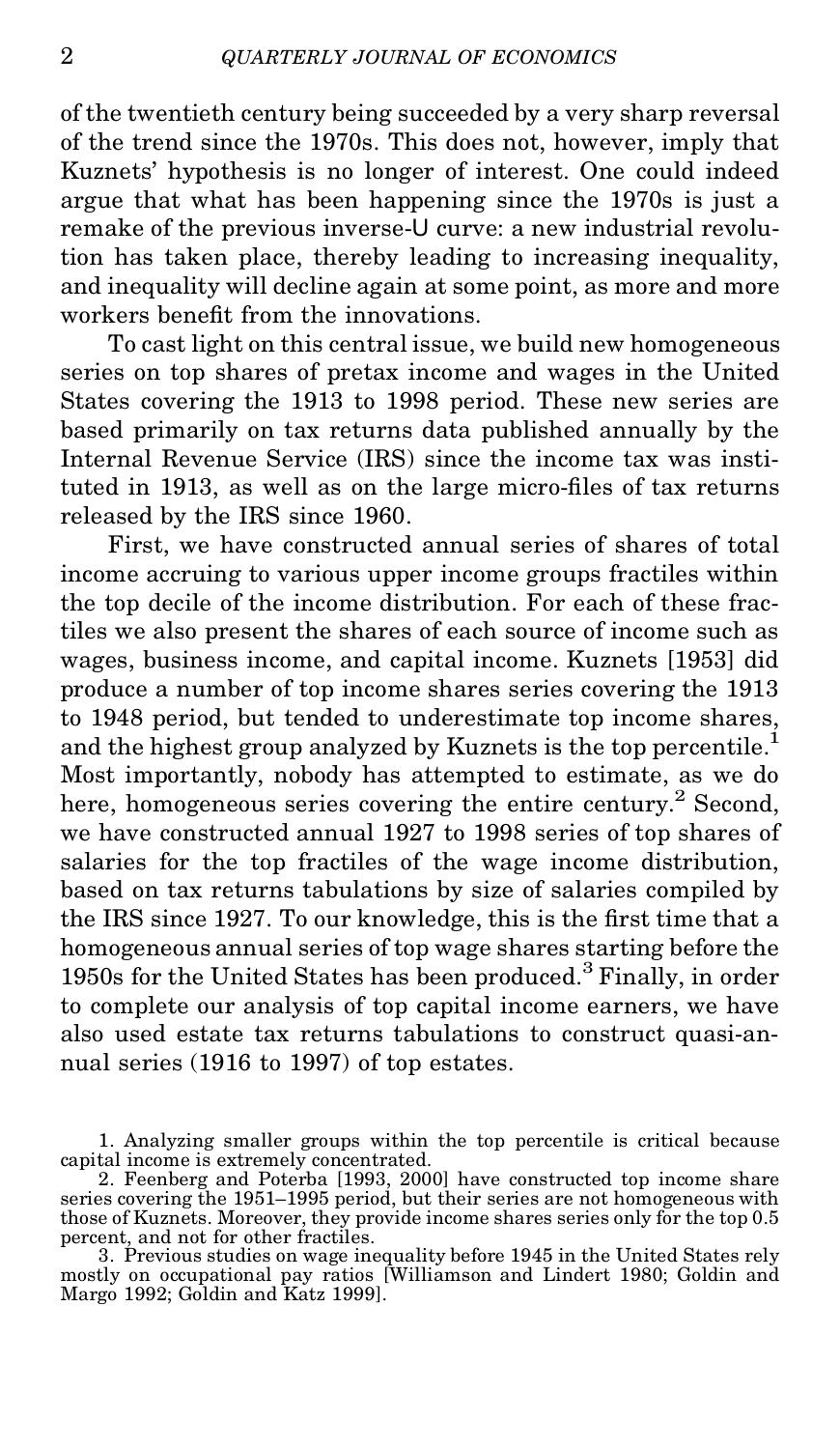of the twentieth century being succeeded by a very sharp reversal of the trend since the 1970s. This does not, however, imply that Kuznets' hypothesis is no longer of interest. One could indeed argue that what has been happening since the 1970s is just a remake of the previous inverse-U curve: a new industrial revolution has taken place, thereby leading to increasing inequality, and inequality will decline again at some point, as more and more workers benefit from the innovations.

To cast light on this central issue, we build new homogeneous series on top shares of pretax income and wages in the United States covering the 1913 to 1998 period. These new series are based primarily on tax returns data published annually by the Internal Revenue Service (IRS) since the income tax was instituted in 1913, as well as on the large micro-files of tax returns released by the IRS since 1960.

First, we have constructed annual series of shares of total income accruing to various upper income groups fractiles within the top decile of the income distribution. For each of these fractiles we also present the shares of each source of income such as wages, business income, and capital income. Kuznets [1953] did produce a number of top income shares series covering the 1913 to 1948 period, but tended to underestimate top income shares, and the highest group analyzed by Kuznets is the top percentile.[1] Most importantly, nobody has attempted to estimate, as we do here, homogeneous series covering the entire century.[2] Second, we have constructed annual 1927 to 1998 series of top shares of salaries for the top fractiles of the wage income distribution, based on tax returns tabulations by size of salaries compiled by the IRS since 1927. To our knowledge, this is the first time that a homogeneous annual series of top wage shares starting before the 1950s for the United States has been produced.[3] Finally, in order to complete our analysis of top capital income earners, we have also used estate tax returns tabulations to construct quasi-annual series (1916 to 1997) of top estates.

1. Analyzing smaller groups within the top percentile is critical because capital income is extremely concentrated.

2. Feenberg and Poterba [1993, 2000] have constructed top income share series covering the 1951–1995 period, but their series are not homogeneous with those of Kuznets. Moreover, they provide income shares series only for the top 0.5 percent, and not for other fractiles.

3. Previous studies on wage inequality before 1945 in the United States rely mostly on occupational pay ratios [Williamson and Lindert 1980; Goldin and Margo 1992; Goldin and Katz 1999].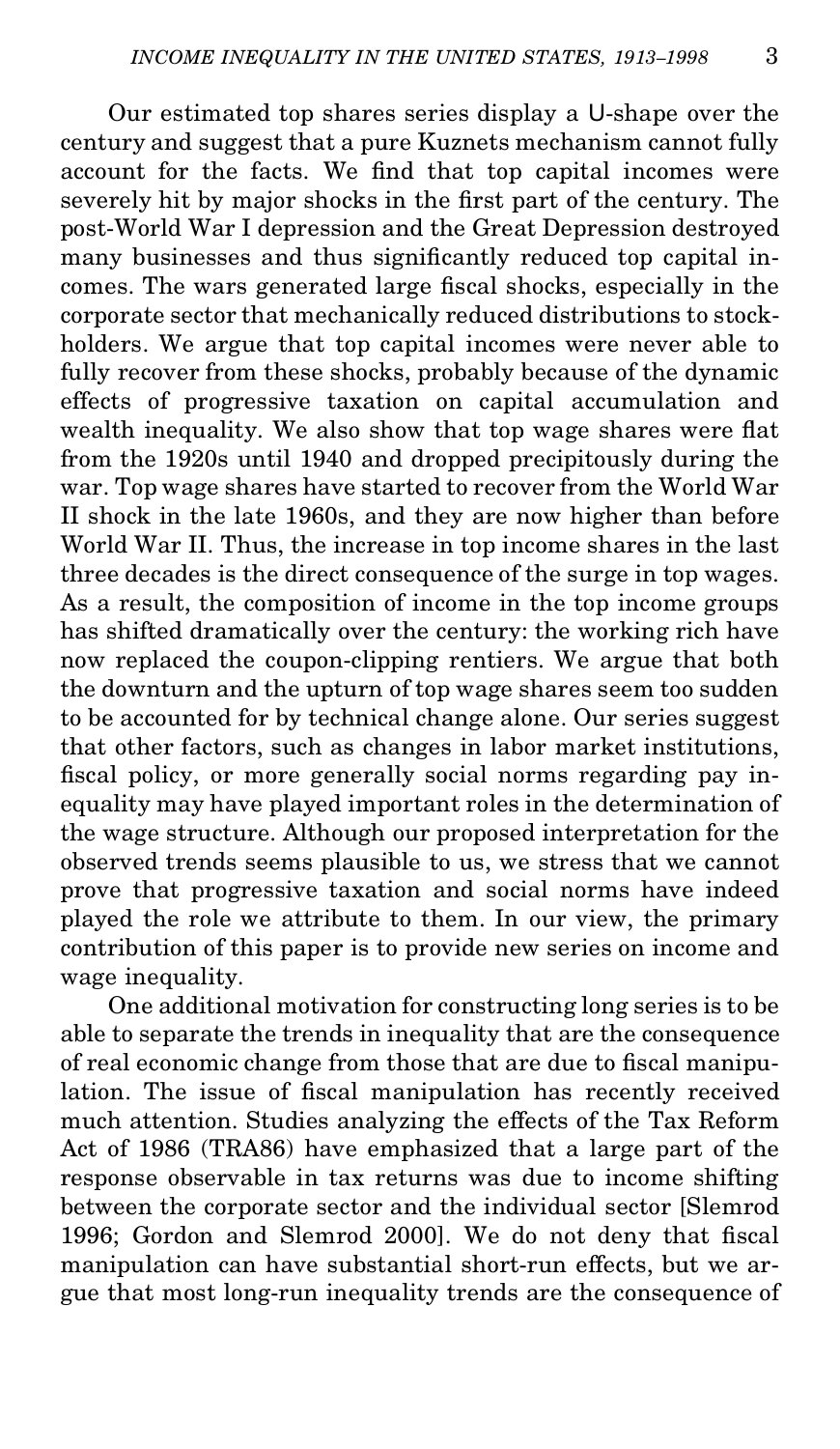Our estimated top shares series display a U-shape over the century and suggest that a pure Kuznets mechanism cannot fully account for the facts. We find that top capital incomes were severely hit by major shocks in the first part of the century. The post-World War I depression and the Great Depression destroyed many businesses and thus significantly reduced top capital incomes. The wars generated large fiscal shocks, especially in the corporate sector that mechanically reduced distributions to stockholders. We argue that top capital incomes were never able to fully recover from these shocks, probably because of the dynamic effects of progressive taxation on capital accumulation and wealth inequality. We also show that top wage shares were flat from the 1920s until 1940 and dropped precipitously during the war. Top wage shares have started to recover from the World War II shock in the late 1960s, and they are now higher than before World War II. Thus, the increase in top income shares in the last three decades is the direct consequence of the surge in top wages. As a result, the composition of income in the top income groups has shifted dramatically over the century: the working rich have now replaced the coupon-clipping rentiers. We argue that both the downturn and the upturn of top wage shares seem too sudden to be accounted for by technical change alone. Our series suggest that other factors, such as changes in labor market institutions, fiscal policy, or more generally social norms regarding pay inequality may have played important roles in the determination of the wage structure. Although our proposed interpretation for the observed trends seems plausible to us, we stress that we cannot prove that progressive taxation and social norms have indeed played the role we attribute to them. In our view, the primary contribution of this paper is to provide new series on income and wage inequality.

One additional motivation for constructing long series is to be able to separate the trends in inequality that are the consequence of real economic change from those that are due to fiscal manipulation. The issue of fiscal manipulation has recently received much attention. Studies analyzing the effects of the Tax Reform Act of 1986 (TRA86) have emphasized that a large part of the response observable in tax returns was due to income shifting between the corporate sector and the individual sector [Slemrod 1996; Gordon and Slemrod 2000]. We do not deny that fiscal manipulation can have substantial short-run effects, but we argue that most long-run inequality trends are the consequence of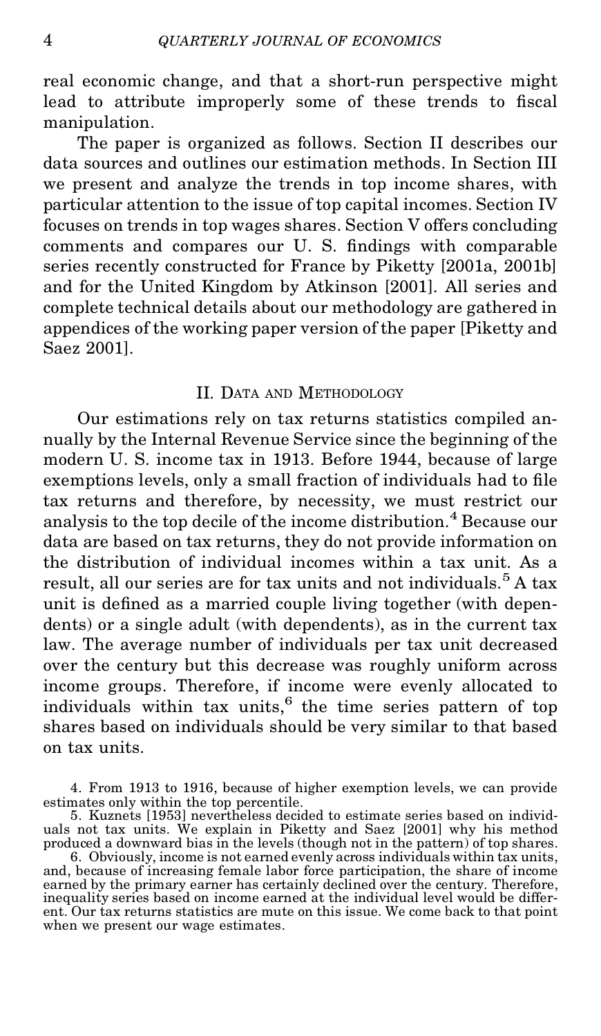real economic change, and that a short-run perspective might lead to attribute improperly some of these trends to fiscal manipulation.

The paper is organized as follows. Section II describes our data sources and outlines our estimation methods. In Section III we present and analyze the trends in top income shares, with particular attention to the issue of top capital incomes. Section IV focuses on trends in top wages shares. Section V offers concluding comments and compares our U. S. findings with comparable series recently constructed for France by Piketty [2001a, 2001b] and for the United Kingdom by Atkinson [2001]. All series and complete technical details about our methodology are gathered in appendices of the working paper version of the paper [Piketty and Saez 2001].

## II. Data and Methodology

Our estimations rely on tax returns statistics compiled annually by the Internal Revenue Service since the beginning of the modern U. S. income tax in 1913. Before 1944, because of large exemptions levels, only a small fraction of individuals had to file tax returns and therefore, by necessity, we must restrict our analysis to the top decile of the income distribution.[4] Because our data are based on tax returns, they do not provide information on the distribution of individual incomes within a tax unit. As a result, all our series are for tax units and not individuals.[5] A tax unit is defined as a married couple living together (with dependents) or a single adult (with dependents), as in the current tax law. The average number of individuals per tax unit decreased over the century but this decrease was roughly uniform across income groups. Therefore, if income were evenly allocated to individuals within tax units,[6] the time series pattern of top shares based on individuals should be very similar to that based on tax units.

4. From 1913 to 1916, because of higher exemption levels, we can provide estimates only within the top percentile.

5. Kuznets [1953] nevertheless decided to estimate series based on individuals not tax units. We explain in Piketty and Saez [2001] why his method produced a downward bias in the levels (though not in the pattern) of top shares.

6. Obviously, income is not earned evenly across individuals within tax units, and, because of increasing female labor force participation, the share of income earned by the primary earner has certainly declined over the century. Therefore, inequality series based on income earned at the individual level would be different. Our tax returns statistics are mute on this issue. We come back to that point when we present our wage estimates.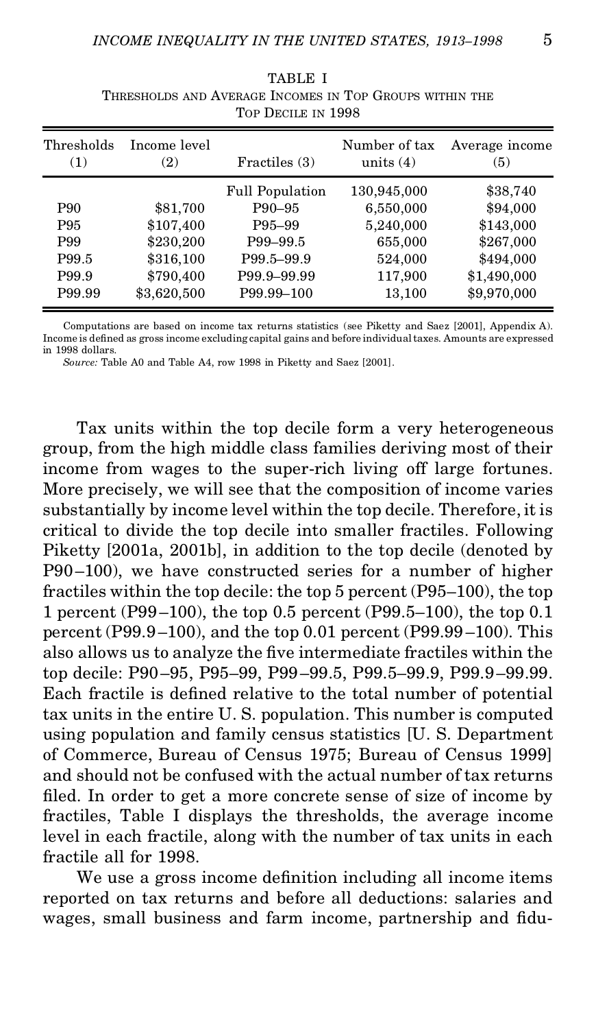TABLE I
THRESHOLDS AND AVERAGE INCOMES IN TOP GROUPS WITHIN THE TOP DECILE IN 1998

| Thresholds (1) | Income level (2) | Fractiles (3) | Number of tax units (4) | Average income (5) |
|---|---|---|---|---|
| | | Full Population | 130,945,000 | \$38,740 |
| P90 | \$81,700 | P90–95 | 6,550,000 | \$94,000 |
| P95 | \$107,400 | P95–99 | 5,240,000 | \$143,000 |
| P99 | \$230,200 | P99–99.5 | 655,000 | \$267,000 |
| P99.5 | \$316,100 | P99.5–99.9 | 524,000 | \$494,000 |
| P99.9 | \$790,400 | P99.9–99.99 | 117,900 | \$1,490,000 |
| P99.99 | \$3,620,500 | P99.99–100 | 13,100 | \$9,970,000 |

Computations are based on income tax returns statistics (see Piketty and Saez [2001], Appendix A). Income is defined as gross income excluding capital gains and before individual taxes. Amounts are expressed in 1998 dollars.

*Source:* Table A0 and Table A4, row 1998 in Piketty and Saez [2001].

Tax units within the top decile form a very heterogeneous group, from the high middle class families deriving most of their income from wages to the super-rich living off large fortunes. More precisely, we will see that the composition of income varies substantially by income level within the top decile. Therefore, it is critical to divide the top decile into smaller fractiles. Following Piketty [2001a, 2001b], in addition to the top decile (denoted by P90–100), we have constructed series for a number of higher fractiles within the top decile: the top 5 percent (P95–100), the top 1 percent (P99–100), the top 0.5 percent (P99.5–100), the top 0.1 percent (P99.9–100), and the top 0.01 percent (P99.99–100). This also allows us to analyze the five intermediate fractiles within the top decile: P90–95, P95–99, P99–99.5, P99.5–99.9, P99.9–99.99. Each fractile is defined relative to the total number of potential tax units in the entire U. S. population. This number is computed using population and family census statistics [U. S. Department of Commerce, Bureau of Census 1975; Bureau of Census 1999] and should not be confused with the actual number of tax returns filed. In order to get a more concrete sense of size of income by fractiles, Table I displays the thresholds, the average income level in each fractile, along with the number of tax units in each fractile all for 1998.

We use a gross income definition including all income items reported on tax returns and before all deductions: salaries and wages, small business and farm income, partnership and fidu-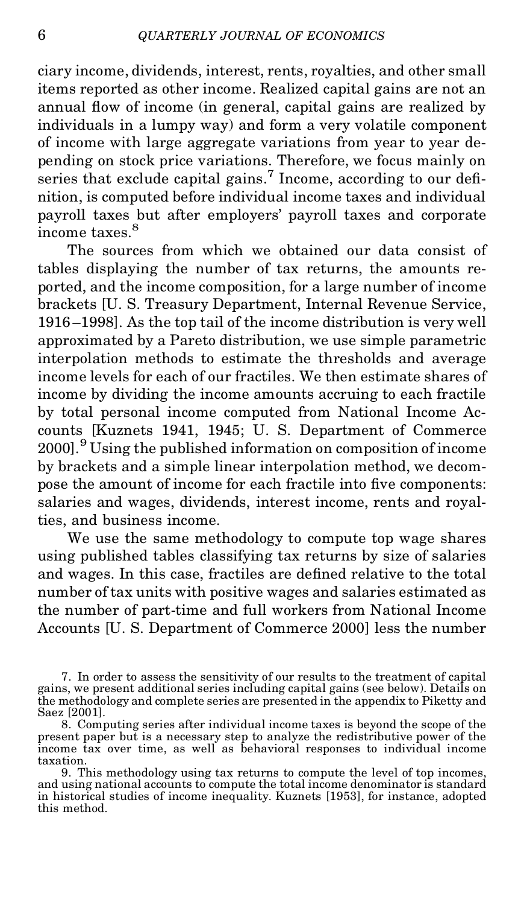ciary income, dividends, interest, rents, royalties, and other small items reported as other income. Realized capital gains are not an annual flow of income (in general, capital gains are realized by individuals in a lumpy way) and form a very volatile component of income with large aggregate variations from year to year depending on stock price variations. Therefore, we focus mainly on series that exclude capital gains.[7] Income, according to our definition, is computed before individual income taxes and individual payroll taxes but after employers' payroll taxes and corporate income taxes.[8]

The sources from which we obtained our data consist of tables displaying the number of tax returns, the amounts reported, and the income composition, for a large number of income brackets [U. S. Treasury Department, Internal Revenue Service, 1916–1998]. As the top tail of the income distribution is very well approximated by a Pareto distribution, we use simple parametric interpolation methods to estimate the thresholds and average income levels for each of our fractiles. We then estimate shares of income by dividing the income amounts accruing to each fractile by total personal income computed from National Income Accounts [Kuznets 1941, 1945; U. S. Department of Commerce 2000].[9] Using the published information on composition of income by brackets and a simple linear interpolation method, we decompose the amount of income for each fractile into five components: salaries and wages, dividends, interest income, rents and royalties, and business income.

We use the same methodology to compute top wage shares using published tables classifying tax returns by size of salaries and wages. In this case, fractiles are defined relative to the total number of tax units with positive wages and salaries estimated as the number of part-time and full workers from National Income Accounts [U. S. Department of Commerce 2000] less the number

7. In order to assess the sensitivity of our results to the treatment of capital gains, we present additional series including capital gains (see below). Details on the methodology and complete series are presented in the appendix to Piketty and Saez [2001].

8. Computing series after individual income taxes is beyond the scope of the present paper but is a necessary step to analyze the redistributive power of the income tax over time, as well as behavioral responses to individual income taxation.

9. This methodology using tax returns to compute the level of top incomes, and using national accounts to compute the total income denominator is standard in historical studies of income inequality. Kuznets [1953], for instance, adopted this method.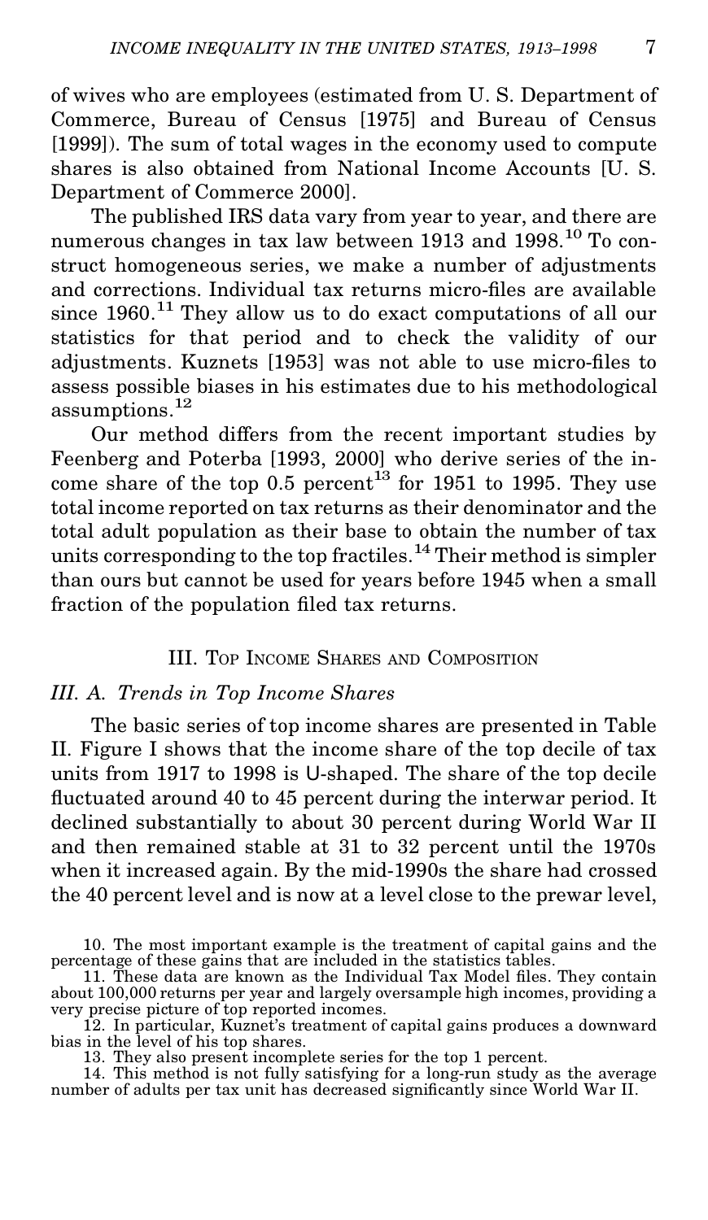of wives who are employees (estimated from U. S. Department of Commerce, Bureau of Census [1975] and Bureau of Census [1999]). The sum of total wages in the economy used to compute shares is also obtained from National Income Accounts [U. S. Department of Commerce 2000].

The published IRS data vary from year to year, and there are numerous changes in tax law between 1913 and 1998.[10] To construct homogeneous series, we make a number of adjustments and corrections. Individual tax returns micro-files are available since 1960.[11] They allow us to do exact computations of all our statistics for that period and to check the validity of our adjustments. Kuznets [1953] was not able to use micro-files to assess possible biases in his estimates due to his methodological assumptions.[12]

Our method differs from the recent important studies by Feenberg and Poterba [1993, 2000] who derive series of the income share of the top 0.5 percent[13] for 1951 to 1995. They use total income reported on tax returns as their denominator and the total adult population as their base to obtain the number of tax units corresponding to the top fractiles.[14] Their method is simpler than ours but cannot be used for years before 1945 when a small fraction of the population filed tax returns.

## III. Top Income Shares and Composition

### III. A. Trends in Top Income Shares

The basic series of top income shares are presented in Table II. Figure I shows that the income share of the top decile of tax units from 1917 to 1998 is U-shaped. The share of the top decile fluctuated around 40 to 45 percent during the interwar period. It declined substantially to about 30 percent during World War II and then remained stable at 31 to 32 percent until the 1970s when it increased again. By the mid-1990s the share had crossed the 40 percent level and is now at a level close to the prewar level,

10. The most important example is the treatment of capital gains and the percentage of these gains that are included in the statistics tables.

11. These data are known as the Individual Tax Model files. They contain about 100,000 returns per year and largely oversample high incomes, providing a very precise picture of top reported incomes.

12. In particular, Kuznet's treatment of capital gains produces a downward bias in the level of his top shares.

13. They also present incomplete series for the top 1 percent.

14. This method is not fully satisfying for a long-run study as the average number of adults per tax unit has decreased significantly since World War II.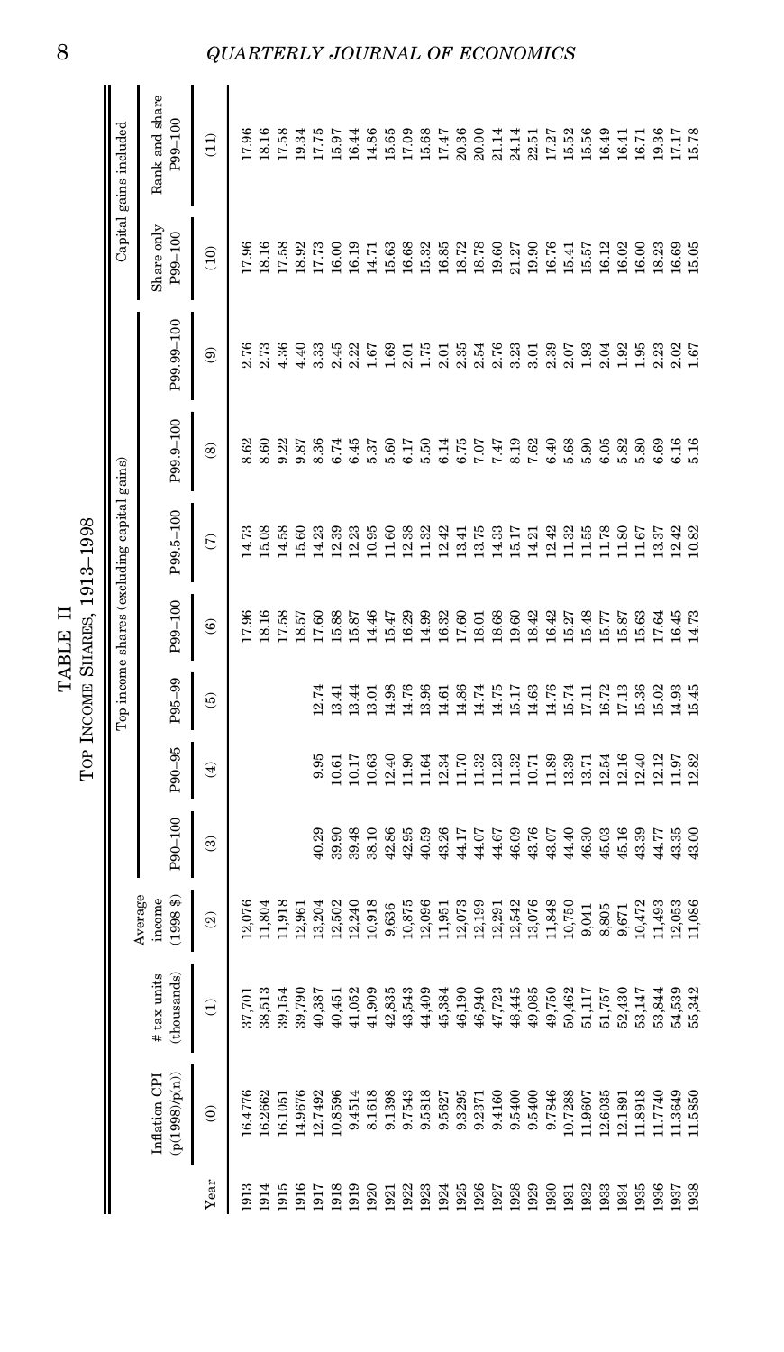## TABLE II
## Top Income Shares, 1913–1998

| Year | Inflation CPI (p(1998)/p(n)) | # tax units (thousands) | Average income (1998 $) | Top income shares (excluding capital gains) | | | | | | | Capital gains included | |
|---|---|---|---|---|---|---|---|---|---|---|---|---|
| | | | | P90–100 | P90–95 | P95–99 | P99–100 | P99.5–100 | P99.9–100 | P99.99–100 | Share only P99–100 | Rank and share P99–100 |
| | (0) | (1) | (2) | (3) | (4) | (5) | (6) | (7) | (8) | (9) | (10) | (11) |
| 1913 | 16.4776 | 37,701 | 12,076 | | | | 17.96 | 14.73 | 8.62 | 2.76 | 17.96 | 17.96 |
| 1914 | 16.2662 | 38,513 | 11,804 | | | | 18.16 | 15.08 | 8.60 | 2.73 | 18.16 | 18.16 |
| 1915 | 16.1051 | 39,154 | 11,918 | | | | 17.58 | 14.58 | 9.22 | 4.36 | 17.58 | 17.58 |
| 1916 | 14.9676 | 39,790 | 12,961 | | | | 18.57 | 15.60 | 9.87 | 4.40 | 18.92 | 19.34 |
| 1917 | 12.7492 | 40,387 | 13,204 | 40.29 | 9.95 | 12.74 | 17.60 | 14.23 | 8.36 | 3.33 | 17.73 | 17.75 |
| 1918 | 10.8596 | 40,451 | 12,502 | 39.90 | 10.61 | 13.41 | 15.88 | 12.39 | 6.74 | 2.45 | 16.00 | 15.97 |
| 1919 | 9.4514 | 41,052 | 12,240 | 39.48 | 10.17 | 13.44 | 15.87 | 12.23 | 6.45 | 2.22 | 16.19 | 16.44 |
| 1920 | 8.1618 | 41,909 | 10,918 | 38.10 | 10.63 | 13.01 | 14.46 | 10.95 | 5.37 | 1.67 | 14.71 | 14.86 |
| 1921 | 9.1398 | 42,835 | 9,636 | 42.86 | 12.40 | 14.98 | 15.47 | 11.60 | 5.60 | 1.69 | 15.63 | 15.65 |
| 1922 | 9.7543 | 43,543 | 10,875 | 42.95 | 11.90 | 14.76 | 16.29 | 12.38 | 6.17 | 2.01 | 16.68 | 17.09 |
| 1923 | 9.5818 | 44,409 | 12,096 | 40.59 | 11.64 | 13.96 | 14.99 | 11.32 | 5.50 | 1.75 | 15.32 | 15.68 |
| 1924 | 9.5627 | 45,384 | 11,951 | 43.26 | 12.34 | 14.61 | 16.32 | 12.42 | 6.14 | 2.01 | 16.85 | 17.47 |
| 1925 | 9.3295 | 46,190 | 12,073 | 44.17 | 11.70 | 14.86 | 17.60 | 13.41 | 6.75 | 2.35 | 18.72 | 20.36 |
| 1926 | 9.2371 | 46,940 | 12,199 | 44.07 | 11.32 | 14.74 | 18.01 | 13.75 | 7.07 | 2.54 | 18.78 | 20.00 |
| 1927 | 9.4160 | 47,723 | 12,291 | 44.67 | 11.23 | 14.75 | 18.68 | 14.33 | 7.47 | 2.76 | 19.60 | 21.14 |
| 1928 | 9.5400 | 48,445 | 12,542 | 46.09 | 11.32 | 15.17 | 19.60 | 15.17 | 8.19 | 3.23 | 21.27 | 24.14 |
| 1929 | 9.5400 | 49,085 | 13,076 | 43.76 | 10.71 | 14.63 | 18.42 | 14.21 | 7.62 | 3.01 | 19.90 | 22.51 |
| 1930 | 9.7846 | 49,750 | 11,848 | 43.07 | 11.89 | 14.76 | 16.42 | 12.42 | 6.40 | 2.39 | 16.76 | 17.27 |
| 1931 | 10.7288 | 50,462 | 10,750 | 44.40 | 13.39 | 15.74 | 15.27 | 11.32 | 5.68 | 2.07 | 15.41 | 15.52 |
| 1932 | 11.9607 | 51,117 | 9,041 | 46.30 | 13.71 | 17.11 | 15.48 | 11.55 | 5.90 | 1.93 | 15.57 | 15.56 |
| 1933 | 12.6035 | 51,757 | 8,805 | 45.03 | 12.54 | 16.72 | 15.77 | 11.78 | 6.05 | 2.04 | 16.12 | 16.49 |
| 1934 | 12.1891 | 52,430 | 9,671 | 45.16 | 12.16 | 17.13 | 15.87 | 11.80 | 5.82 | 1.92 | 16.02 | 16.41 |
| 1935 | 11.8918 | 53,147 | 10,472 | 43.39 | 12.40 | 15.36 | 15.63 | 11.67 | 5.80 | 1.95 | 16.00 | 16.71 |
| 1936 | 11.7740 | 53,844 | 11,493 | 44.77 | 12.12 | 15.02 | 17.64 | 13.37 | 6.69 | 2.23 | 18.23 | 19.36 |
| 1937 | 11.3649 | 54,539 | 12,053 | 43.35 | 11.97 | 14.93 | 16.45 | 12.42 | 6.16 | 2.02 | 16.69 | 17.17 |
| 1938 | 11.5850 | 55,342 | 11,086 | 43.00 | 12.82 | 15.45 | 14.73 | 10.82 | 5.16 | 1.67 | 15.05 | 15.78 |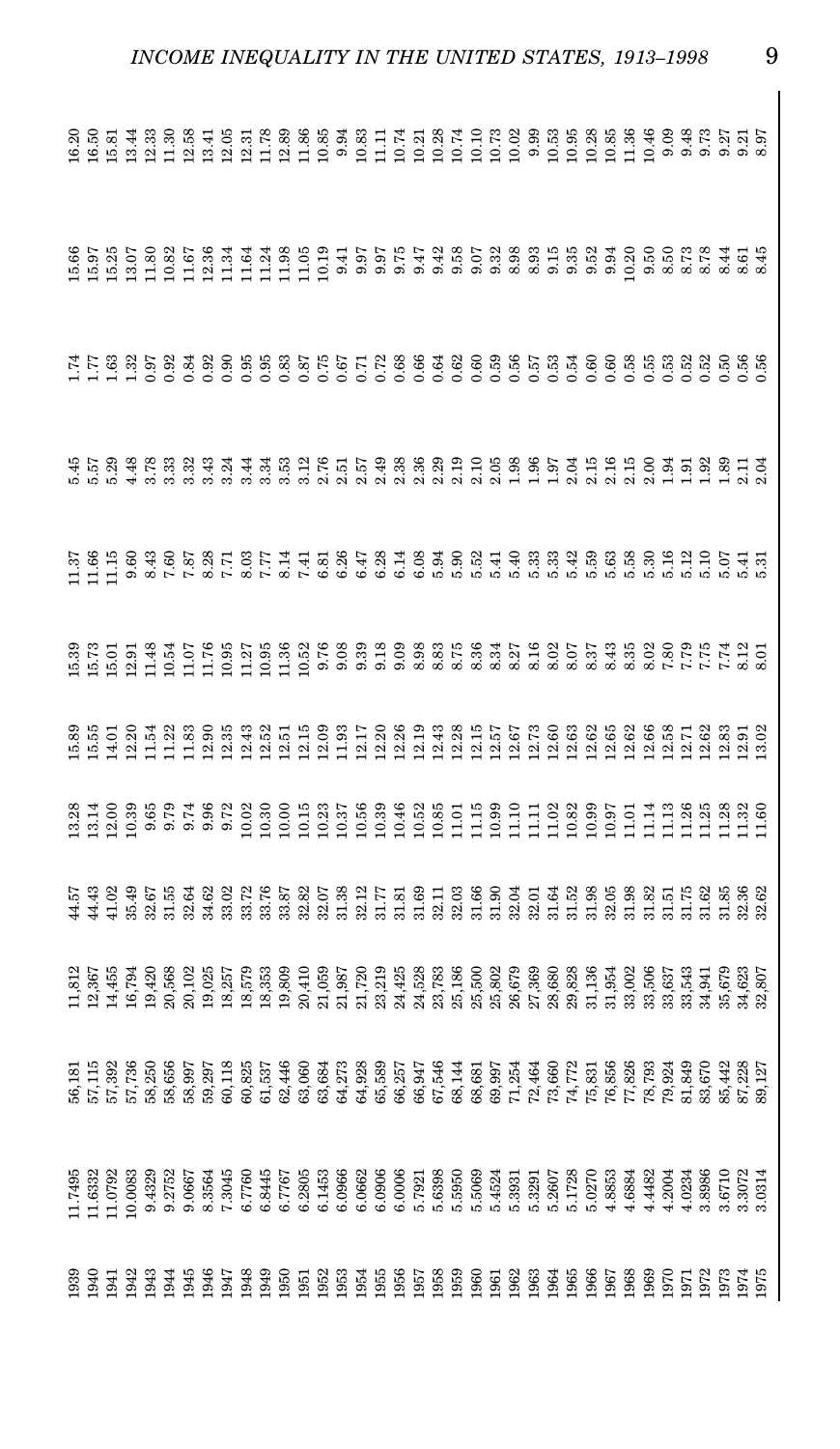| | | | | | | | | | | | | |
|---|---|---|---|---|---|---|---|---|---|---|---|---|
| 1939 | 11.7495 | 56,181 | 11,812 | 44.57 | 13.28 | 15.89 | 15.39 | 11.37 | 5.45 | 1.74 | 15.66 | 16.20 |
| 1940 | 11.6332 | 57,115 | 12,367 | 44.43 | 13.14 | 15.55 | 15.73 | 11.66 | 5.57 | 1.77 | 15.97 | 16.50 |
| 1941 | 11.0792 | 57,392 | 14,455 | 41.02 | 12.00 | 14.01 | 15.01 | 11.15 | 5.29 | 1.63 | 15.25 | 15.81 |
| 1942 | 10.0083 | 57,736 | 16,794 | 35.49 | 10.39 | 12.20 | 12.91 | 9.60 | 4.48 | 1.32 | 13.07 | 13.44 |
| 1943 | 9.4329 | 58,250 | 19,420 | 32.67 | 9.65 | 11.54 | 11.48 | 8.43 | 3.78 | 0.97 | 11.80 | 12.33 |
| 1944 | 9.2752 | 58,656 | 20,568 | 31.55 | 9.79 | 11.22 | 10.54 | 7.60 | 3.33 | 0.92 | 10.82 | 11.30 |
| 1945 | 9.0667 | 58,997 | 20,102 | 32.64 | 9.74 | 11.83 | 11.07 | 7.87 | 3.32 | 0.84 | 11.67 | 12.58 |
| 1946 | 8.3564 | 59,297 | 19,025 | 34.62 | 9.96 | 12.90 | 11.76 | 8.28 | 3.43 | 0.92 | 12.36 | 13.41 |
| 1947 | 7.3045 | 60,118 | 18,257 | 33.02 | 9.72 | 12.35 | 10.95 | 7.71 | 3.24 | 0.90 | 11.34 | 12.05 |
| 1948 | 6.7760 | 60,825 | 18,579 | 33.72 | 10.02 | 12.43 | 11.27 | 8.03 | 3.44 | 0.95 | 11.64 | 12.31 |
| 1949 | 6.8445 | 61,537 | 18,353 | 33.76 | 10.30 | 12.52 | 10.95 | 7.77 | 3.34 | 0.95 | 11.24 | 11.78 |
| 1950 | 6.7767 | 62,446 | 19,809 | 33.87 | 10.00 | 12.51 | 11.36 | 8.14 | 3.53 | 0.83 | 11.98 | 12.89 |
| 1951 | 6.2805 | 63,060 | 20,410 | 32.82 | 10.15 | 12.15 | 10.52 | 7.41 | 3.12 | 0.87 | 11.05 | 11.86 |
| 1952 | 6.1453 | 63,684 | 21,059 | 32.07 | 10.23 | 12.09 | 9.76 | 6.81 | 2.76 | 0.75 | 10.19 | 10.85 |
| 1953 | 6.0966 | 64,273 | 21,987 | 31.38 | 10.37 | 11.93 | 9.08 | 6.26 | 2.51 | 0.67 | 9.41 | 9.94 |
| 1954 | 6.0662 | 64,928 | 21,720 | 32.12 | 10.56 | 12.17 | 9.39 | 6.47 | 2.57 | 0.71 | 9.97 | 10.83 |
| 1955 | 6.0906 | 65,589 | 23,219 | 31.77 | 10.39 | 12.20 | 9.18 | 6.28 | 2.49 | 0.72 | 9.97 | 11.11 |
| 1956 | 6.0006 | 66,257 | 24,425 | 31.81 | 10.46 | 12.26 | 9.09 | 6.14 | 2.38 | 0.68 | 9.75 | 10.74 |
| 1957 | 5.7921 | 66,947 | 24,528 | 31.69 | 10.52 | 12.19 | 8.98 | 6.08 | 2.36 | 0.66 | 9.47 | 10.21 |
| 1958 | 5.6398 | 67,546 | 23,783 | 32.11 | 10.85 | 12.43 | 8.83 | 5.94 | 2.29 | 0.64 | 9.42 | 10.28 |
| 1959 | 5.5950 | 68,144 | 25,186 | 32.03 | 11.01 | 12.28 | 8.75 | 5.90 | 2.19 | 0.62 | 9.58 | 10.74 |
| 1960 | 5.5069 | 68,681 | 25,500 | 31.66 | 11.15 | 12.15 | 8.36 | 5.52 | 2.10 | 0.60 | 9.07 | 10.10 |
| 1961 | 5.4524 | 69,997 | 25,802 | 31.90 | 10.99 | 12.57 | 8.34 | 5.41 | 2.05 | 0.59 | 9.32 | 10.73 |
| 1962 | 5.3931 | 71,254 | 26,679 | 32.04 | 11.10 | 12.67 | 8.27 | 5.40 | 1.98 | 0.56 | 8.98 | 10.02 |
| 1963 | 5.3291 | 72,464 | 27,369 | 32.01 | 11.11 | 12.73 | 8.16 | 5.33 | 1.96 | 0.57 | 8.93 | 9.99 |
| 1964 | 5.2607 | 73,660 | 28,680 | 31.64 | 11.02 | 12.60 | 8.02 | 5.33 | 1.97 | 0.53 | 9.15 | 10.53 |
| 1965 | 5.1728 | 74,772 | 29,828 | 31.52 | 10.82 | 12.63 | 8.07 | 5.42 | 2.04 | 0.54 | 9.35 | 10.95 |
| 1966 | 5.0270 | 75,831 | 31,136 | 31.98 | 10.99 | 12.62 | 8.37 | 5.59 | 2.15 | 0.60 | 9.52 | 10.28 |
| 1967 | 4.8853 | 76,856 | 31,954 | 32.05 | 10.97 | 12.65 | 8.43 | 5.63 | 2.16 | 0.60 | 9.94 | 10.85 |
| 1968 | 4.6884 | 77,826 | 33,002 | 31.98 | 11.01 | 12.62 | 8.35 | 5.58 | 2.15 | 0.58 | 10.20 | 11.36 |
| 1969 | 4.4482 | 78,793 | 33,506 | 31.82 | 11.14 | 12.66 | 8.02 | 5.30 | 2.00 | 0.55 | 9.50 | 10.46 |
| 1970 | 4.2004 | 79,924 | 33,637 | 31.51 | 11.13 | 12.58 | 7.80 | 5.16 | 1.94 | 0.53 | 8.50 | 9.09 |
| 1971 | 4.0234 | 81,849 | 33,543 | 31.75 | 11.26 | 12.71 | 7.79 | 5.12 | 1.91 | 0.52 | 8.73 | 9.48 |
| 1972 | 3.8986 | 83,670 | 34,941 | 31.62 | 11.25 | 12.62 | 7.75 | 5.10 | 1.92 | 0.52 | 8.78 | 9.73 |
| 1973 | 3.6710 | 85,442 | 35,679 | 31.85 | 11.28 | 12.83 | 7.74 | 5.07 | 1.89 | 0.50 | 8.44 | 9.27 |
| 1974 | 3.3072 | 87,228 | 34,623 | 32.36 | 11.32 | 12.91 | 8.12 | 5.41 | 2.11 | 0.56 | 8.61 | 9.21 |
| 1975 | 3.0314 | 89,127 | 32,807 | 32.62 | 11.60 | 13.02 | 8.01 | 5.31 | 2.04 | 0.56 | 8.45 | 8.97 |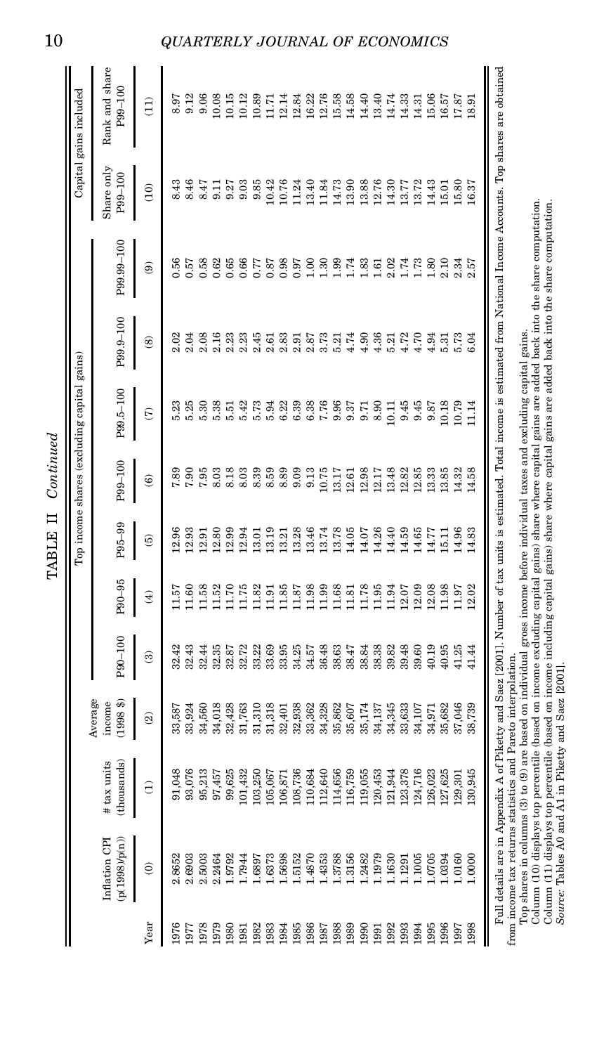TABLE II *Continued*

| | | | | Top income shares (excluding capital gains) | | | | | | | | Capital gains included | |
|---|---|---|---|---|---|---|---|---|---|---|---|---|---|
| Year | Inflation CPI (p(1998)/p(n)) | # tax units (thousands) | Average income (1998 $) | P90–100 | P90–95 | P95–99 | P99–100 | P99.5–100 | P99.9–100 | P99.99–100 | | Share only P99–100 | Rank and share P99–100 |
| | (0) | (1) | (2) | (3) | (4) | (5) | (6) | (7) | (8) | (9) | | (10) | (11) |
| 1976 | 2.8652 | 91,048 | 33,587 | 32.42 | 11.57 | 12.96 | 7.89 | 5.23 | 2.02 | 0.56 | | 8.43 | 8.97 |
| 1977 | 2.6903 | 93,076 | 33,924 | 32.43 | 11.60 | 12.93 | 7.90 | 5.25 | 2.04 | 0.57 | | 8.46 | 9.12 |
| 1978 | 2.5003 | 95,213 | 34,560 | 32.44 | 11.58 | 12.91 | 7.95 | 5.30 | 2.08 | 0.58 | | 8.47 | 9.06 |
| 1979 | 2.2464 | 97,457 | 34,018 | 32.35 | 11.52 | 12.80 | 8.03 | 5.38 | 2.16 | 0.62 | | 9.11 | 10.08 |
| 1980 | 1.9792 | 99,625 | 32,428 | 32.87 | 11.70 | 12.99 | 8.18 | 5.51 | 2.23 | 0.65 | | 9.27 | 10.15 |
| 1981 | 1.7944 | 101,432 | 31,763 | 32.72 | 11.75 | 12.94 | 8.03 | 5.42 | 2.23 | 0.66 | | 9.03 | 10.12 |
| 1982 | 1.6897 | 103,250 | 31,310 | 33.22 | 11.82 | 13.01 | 8.39 | 5.73 | 2.45 | 0.77 | | 9.85 | 10.89 |
| 1983 | 1.6373 | 105,067 | 31,318 | 33.69 | 11.91 | 13.19 | 8.59 | 5.94 | 2.61 | 0.87 | | 10.42 | 11.71 |
| 1984 | 1.5698 | 106,871 | 32,401 | 33.95 | 11.85 | 13.21 | 8.89 | 6.22 | 2.83 | 0.98 | | 10.76 | 12.14 |
| 1985 | 1.5152 | 108,736 | 32,938 | 34.25 | 11.87 | 13.28 | 9.09 | 6.39 | 2.91 | 0.97 | | 11.24 | 12.84 |
| 1986 | 1.4870 | 110,684 | 33,362 | 34.57 | 11.98 | 13.46 | 9.13 | 6.38 | 2.87 | 1.00 | | 13.40 | 16.22 |
| 1987 | 1.4353 | 112,640 | 34,328 | 36.48 | 11.99 | 13.74 | 10.75 | 7.76 | 3.73 | 1.30 | | 11.84 | 12.76 |
| 1988 | 1.3788 | 114,656 | 35,862 | 38.63 | 11.68 | 13.78 | 13.17 | 9.96 | 5.21 | 1.99 | | 14.73 | 15.58 |
| 1989 | 1.3156 | 116,759 | 35,607 | 38.47 | 11.81 | 14.05 | 12.61 | 9.37 | 4.74 | 1.74 | | 13.90 | 14.58 |
| 1990 | 1.2482 | 119,055 | 35,174 | 38.84 | 11.78 | 14.07 | 12.98 | 9.71 | 4.90 | 1.83 | | 13.88 | 14.40 |
| 1991 | 1.1979 | 120,453 | 34,137 | 38.38 | 11.95 | 14.26 | 12.17 | 8.90 | 4.36 | 1.61 | | 12.76 | 13.40 |
| 1992 | 1.1630 | 121,944 | 34,345 | 39.82 | 11.94 | 14.40 | 13.48 | 10.11 | 5.21 | 2.02 | | 14.30 | 14.74 |
| 1993 | 1.1291 | 123,378 | 33,633 | 39.48 | 12.07 | 14.59 | 12.82 | 9.45 | 4.72 | 1.74 | | 13.77 | 14.33 |
| 1994 | 1.1005 | 124,716 | 34,107 | 39.60 | 12.09 | 14.65 | 12.85 | 9.45 | 4.70 | 1.73 | | 13.72 | 14.31 |
| 1995 | 1.0705 | 126,023 | 34,971 | 40.19 | 12.08 | 14.77 | 13.33 | 9.87 | 4.94 | 1.80 | | 14.43 | 15.06 |
| 1996 | 1.0394 | 127,625 | 35,682 | 40.95 | 11.98 | 15.11 | 13.85 | 10.18 | 5.31 | 2.10 | | 15.01 | 16.57 |
| 1997 | 1.0160 | 129,301 | 37,046 | 41.25 | 11.97 | 14.96 | 14.32 | 10.79 | 5.73 | 2.34 | | 15.80 | 17.87 |
| 1998 | 1.0000 | 130,945 | 38,739 | 41.44 | 12.02 | 14.83 | 14.58 | 11.14 | 6.04 | 2.57 | | 16.37 | 18.91 |

Full details are in Appendix A of Piketty and Saez [2001]. Number of tax units is estimated. Total income is estimated from National Income Accounts. Top shares are obtained from income tax returns statistics and Pareto interpolation.

Top shares in columns (3) to (9) are based on individual gross income before individual taxes and excluding capital gains.

Column (10) displays top percentile (based on income excluding capital gains) share where capital gains are added back into the share computation.

Column (11) displays top percentile (based on income including capital gains) share where capital gains are added back into the share computation.

*Source:* Tables A0 and A1 in Piketty and Saez [2001].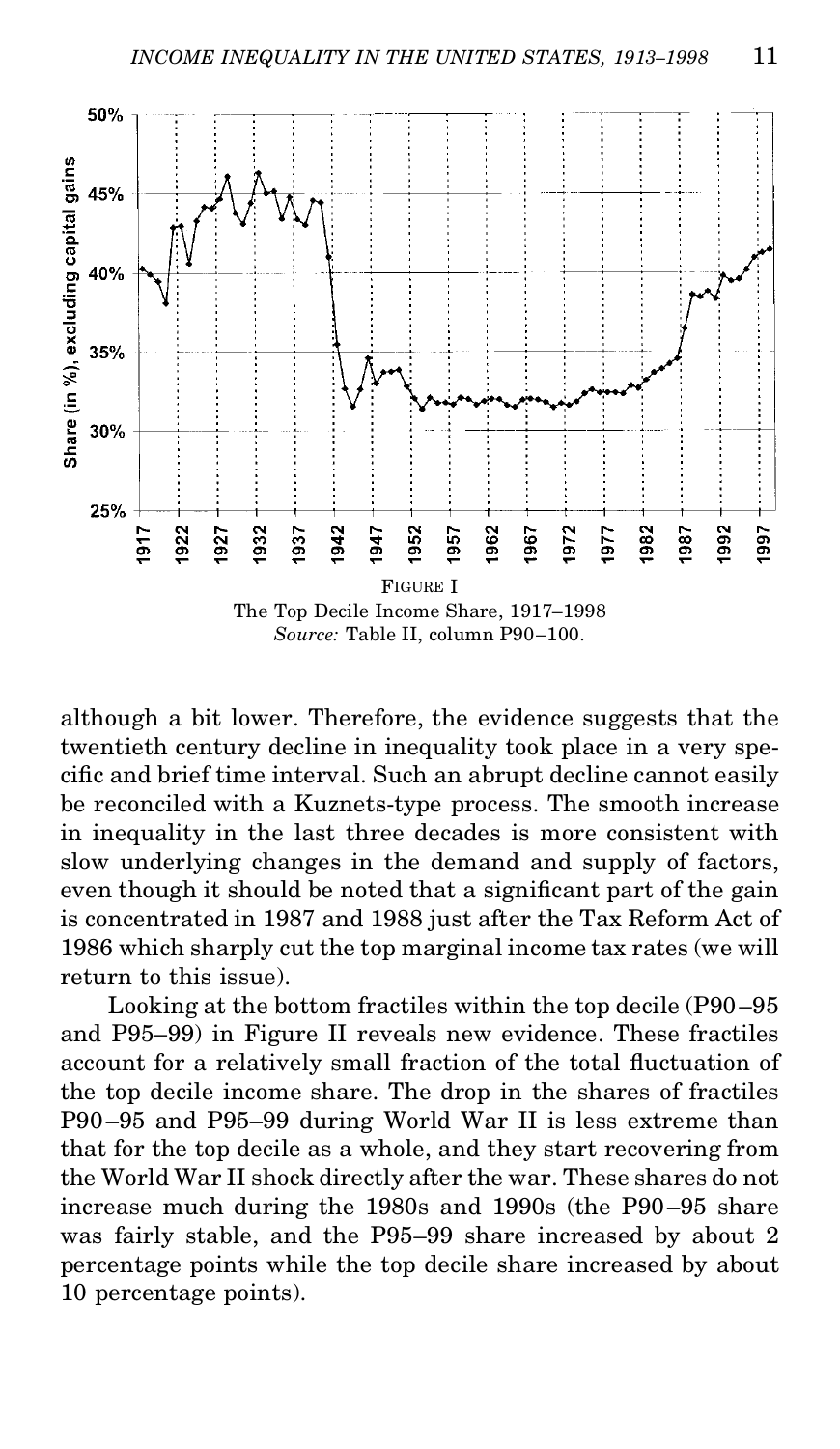FIGURE I
The Top Decile Income Share, 1917–1998
*Source:* Table II, column P90–100.

although a bit lower. Therefore, the evidence suggests that the twentieth century decline in inequality took place in a very specific and brief time interval. Such an abrupt decline cannot easily be reconciled with a Kuznets-type process. The smooth increase in inequality in the last three decades is more consistent with slow underlying changes in the demand and supply of factors, even though it should be noted that a significant part of the gain is concentrated in 1987 and 1988 just after the Tax Reform Act of 1986 which sharply cut the top marginal income tax rates (we will return to this issue).

Looking at the bottom fractiles within the top decile (P90–95 and P95–99) in Figure II reveals new evidence. These fractiles account for a relatively small fraction of the total fluctuation of the top decile income share. The drop in the shares of fractiles P90–95 and P95–99 during World War II is less extreme than that for the top decile as a whole, and they start recovering from the World War II shock directly after the war. These shares do not increase much during the 1980s and 1990s (the P90–95 share was fairly stable, and the P95–99 share increased by about 2 percentage points while the top decile share increased by about 10 percentage points).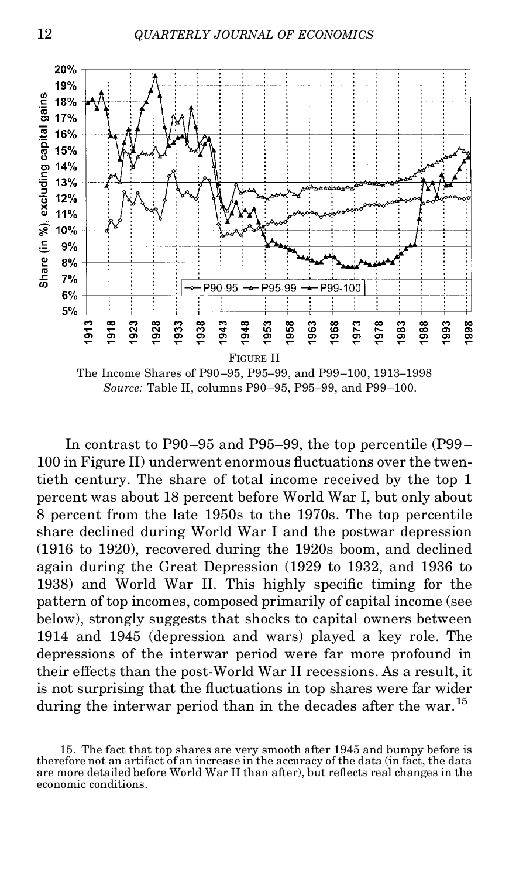FIGURE II

The Income Shares of P90–95, P95–99, and P99–100, 1913–1998

*Source:* Table II, columns P90–95, P95–99, and P99–100.

In contrast to P90–95 and P95–99, the top percentile (P99–100 in Figure II) underwent enormous fluctuations over the twentieth century. The share of total income received by the top 1 percent was about 18 percent before World War I, but only about 8 percent from the late 1950s to the 1970s. The top percentile share declined during World War I and the postwar depression (1916 to 1920), recovered during the 1920s boom, and declined again during the Great Depression (1929 to 1932, and 1936 to 1938) and World War II. This highly specific timing for the pattern of top incomes, composed primarily of capital income (see below), strongly suggests that shocks to capital owners between 1914 and 1945 (depression and wars) played a key role. The depressions of the interwar period were far more profound in their effects than the post-World War II recessions. As a result, it is not surprising that the fluctuations in top shares were far wider during the interwar period than in the decades after the war.[15]

15. The fact that top shares are very smooth after 1945 and bumpy before is therefore not an artifact of an increase in the accuracy of the data (in fact, the data are more detailed before World War II than after), but reflects real changes in the economic conditions.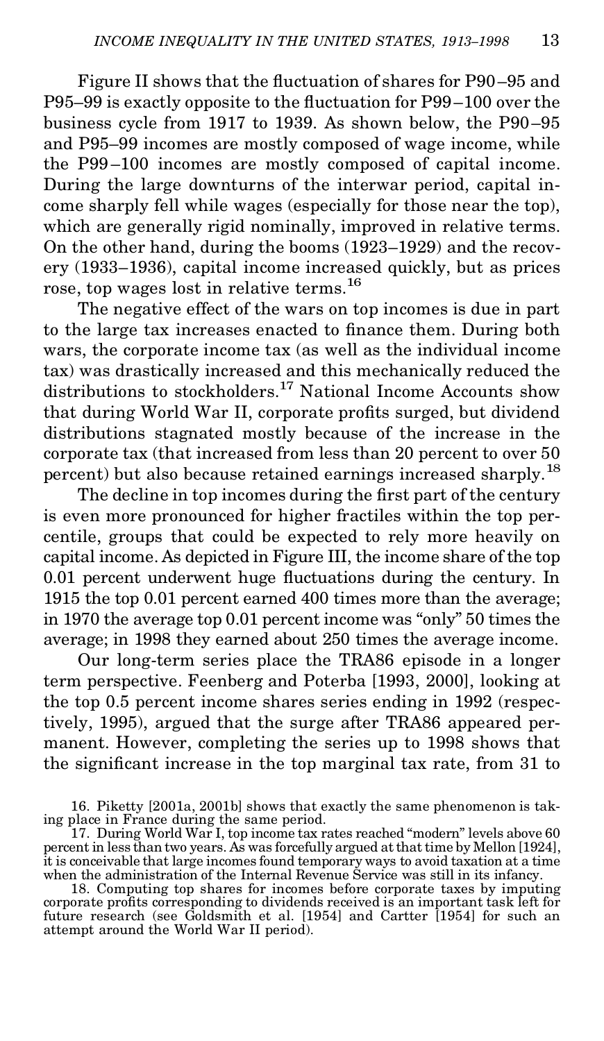Figure II shows that the fluctuation of shares for P90–95 and P95–99 is exactly opposite to the fluctuation for P99–100 over the business cycle from 1917 to 1939. As shown below, the P90–95 and P95–99 incomes are mostly composed of wage income, while the P99–100 incomes are mostly composed of capital income. During the large downturns of the interwar period, capital income sharply fell while wages (especially for those near the top), which are generally rigid nominally, improved in relative terms. On the other hand, during the booms (1923–1929) and the recovery (1933–1936), capital income increased quickly, but as prices rose, top wages lost in relative terms.[16]

The negative effect of the wars on top incomes is due in part to the large tax increases enacted to finance them. During both wars, the corporate income tax (as well as the individual income tax) was drastically increased and this mechanically reduced the distributions to stockholders.[17] National Income Accounts show that during World War II, corporate profits surged, but dividend distributions stagnated mostly because of the increase in the corporate tax (that increased from less than 20 percent to over 50 percent) but also because retained earnings increased sharply.[18]

The decline in top incomes during the first part of the century is even more pronounced for higher fractiles within the top percentile, groups that could be expected to rely more heavily on capital income. As depicted in Figure III, the income share of the top 0.01 percent underwent huge fluctuations during the century. In 1915 the top 0.01 percent earned 400 times more than the average; in 1970 the average top 0.01 percent income was "only" 50 times the average; in 1998 they earned about 250 times the average income.

Our long-term series place the TRA86 episode in a longer term perspective. Feenberg and Poterba [1993, 2000], looking at the top 0.5 percent income shares series ending in 1992 (respectively, 1995), argued that the surge after TRA86 appeared permanent. However, completing the series up to 1998 shows that the significant increase in the top marginal tax rate, from 31 to

16. Piketty [2001a, 2001b] shows that exactly the same phenomenon is taking place in France during the same period.

17. During World War I, top income tax rates reached "modern" levels above 60 percent in less than two years. As was forcefully argued at that time by Mellon [1924], it is conceivable that large incomes found temporary ways to avoid taxation at a time when the administration of the Internal Revenue Service was still in its infancy.

18. Computing top shares for incomes before corporate taxes by imputing corporate profits corresponding to dividends received is an important task left for future research (see Goldsmith et al. [1954] and Cartter [1954] for such an attempt around the World War II period).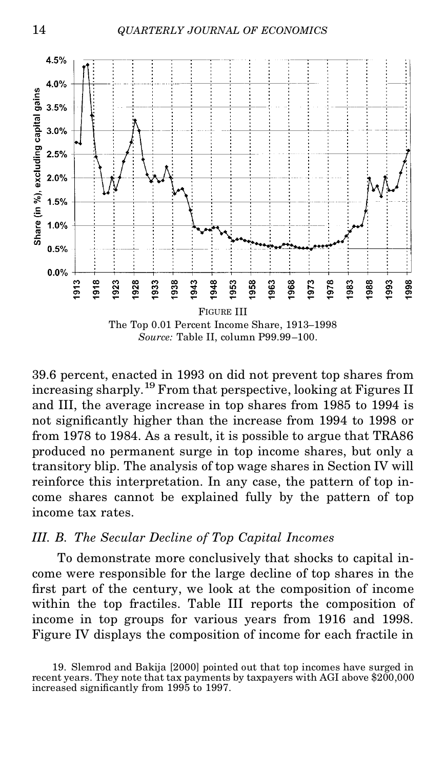FIGURE III
The Top 0.01 Percent Income Share, 1913–1998
*Source:* Table II, column P99.99–100.

39.6 percent, enacted in 1993 on did not prevent top shares from increasing sharply.[19] From that perspective, looking at Figures II and III, the average increase in top shares from 1985 to 1994 is not significantly higher than the increase from 1994 to 1998 or from 1978 to 1984. As a result, it is possible to argue that TRA86 produced no permanent surge in top income shares, but only a transitory blip. The analysis of top wage shares in Section IV will reinforce this interpretation. In any case, the pattern of top income shares cannot be explained fully by the pattern of top income tax rates.

### *III. B. The Secular Decline of Top Capital Incomes*

To demonstrate more conclusively that shocks to capital income were responsible for the large decline of top shares in the first part of the century, we look at the composition of income within the top fractiles. Table III reports the composition of income in top groups for various years from 1916 and 1998. Figure IV displays the composition of income for each fractile in

19. Slemrod and Bakija [2000] pointed out that top incomes have surged in recent years. They note that tax payments by taxpayers with AGI above $200,000 increased significantly from 1995 to 1997.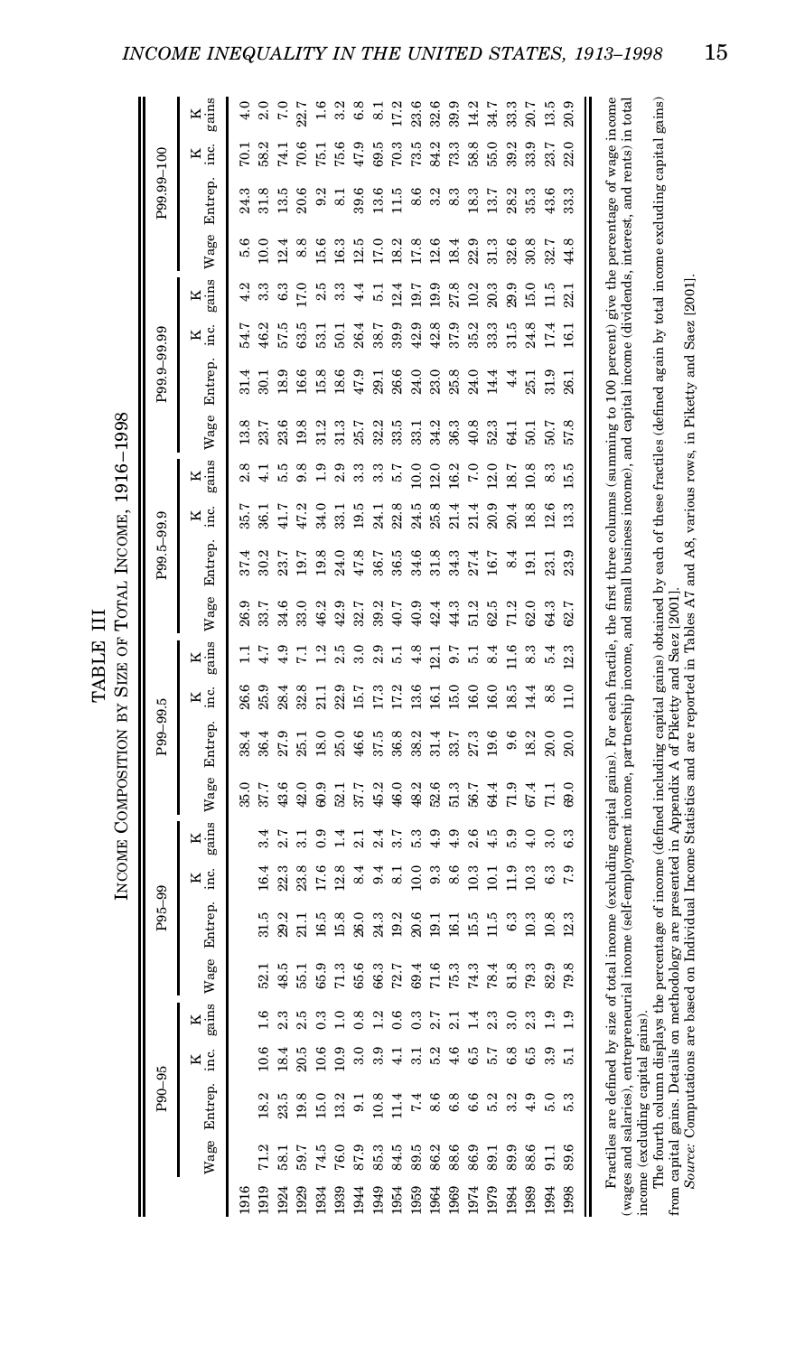TABLE III
INCOME COMPOSITION BY SIZE OF TOTAL INCOME, 1916–1998

| | P90–95 | | | | P95–99 | | | | P99–99.5 | | | | P99.5–99.9 | | | | P99.9–99.99 | | | | P99.99–100 | | | |
|---|---|---|---|---|---|---|---|---|---|---|---|---|---|---|---|---|---|---|---|---|---|---|---|---|
| | Wage | Entrep. | K inc. | K gains | Wage | Entrep. | K inc. | K gains | Wage | Entrep. | K inc. | K gains | Wage | Entrep. | K inc. | K gains | Wage | Entrep. | K inc. | K gains | Wage | Entrep. | K inc. | K gains |
| 1916 | | | | | | | | | 35.0 | 38.4 | 26.6 | 1.1 | 26.9 | 37.4 | 35.7 | 2.8 | 13.8 | 31.4 | 54.7 | 4.2 | 5.6 | 24.3 | 70.1 | 4.0 |
| 1919 | 71.2 | 18.2 | 10.6 | 1.6 | 52.1 | 31.5 | 16.4 | 3.4 | 37.7 | 36.4 | 25.9 | 4.7 | 33.7 | 30.2 | 36.1 | 4.1 | 23.7 | 30.1 | 46.2 | 3.3 | 10.0 | 31.8 | 58.2 | 2.0 |
| 1924 | 58.1 | 23.5 | 18.4 | 2.3 | 48.5 | 29.2 | 22.3 | 2.7 | 43.6 | 27.9 | 28.4 | 4.9 | 34.6 | 23.7 | 41.7 | 5.5 | 23.6 | 18.9 | 57.5 | 6.3 | 12.4 | 13.5 | 74.1 | 7.0 |
| 1929 | 59.7 | 19.8 | 20.5 | 2.5 | 55.1 | 21.1 | 23.8 | 3.1 | 42.0 | 25.1 | 32.8 | 7.1 | 33.0 | 19.7 | 47.2 | 9.8 | 19.8 | 16.6 | 63.5 | 17.0 | 8.8 | 20.6 | 70.6 | 22.7 |
| 1934 | 74.5 | 15.0 | 10.6 | 0.3 | 65.9 | 16.5 | 17.6 | 0.9 | 60.9 | 18.0 | 21.1 | 1.2 | 46.2 | 19.8 | 34.0 | 1.9 | 31.2 | 15.8 | 53.1 | 2.5 | 15.6 | 9.2 | 75.1 | 1.6 |
| 1939 | 76.0 | 13.2 | 10.9 | 1.0 | 71.3 | 15.8 | 12.8 | 1.4 | 52.1 | 25.0 | 22.9 | 2.5 | 42.9 | 24.0 | 33.1 | 2.9 | 31.3 | 18.6 | 50.1 | 3.3 | 16.3 | 8.1 | 75.6 | 3.2 |
| 1944 | 87.9 | 9.1 | 3.0 | 0.8 | 65.6 | 26.0 | 8.4 | 2.1 | 37.7 | 46.6 | 15.7 | 3.0 | 32.7 | 47.8 | 19.5 | 3.3 | 25.7 | 47.9 | 26.4 | 4.4 | 12.5 | 39.6 | 47.9 | 6.8 |
| 1949 | 85.3 | 10.8 | 3.9 | 1.2 | 66.3 | 24.3 | 9.4 | 2.4 | 45.2 | 37.5 | 17.3 | 2.9 | 39.2 | 36.7 | 24.1 | 3.3 | 32.2 | 29.1 | 38.7 | 5.1 | 17.0 | 13.6 | 69.5 | 8.1 |
| 1954 | 84.5 | 11.4 | 4.1 | 0.6 | 72.7 | 19.2 | 8.1 | 3.7 | 46.0 | 36.8 | 17.2 | 5.1 | 40.7 | 36.5 | 22.8 | 5.7 | 33.5 | 26.6 | 39.9 | 12.4 | 18.2 | 11.5 | 70.3 | 17.2 |
| 1959 | 89.5 | 7.4 | 3.1 | 0.3 | 69.4 | 20.6 | 10.0 | 5.3 | 48.2 | 38.2 | 13.6 | 4.8 | 40.9 | 34.6 | 24.5 | 10.0 | 33.1 | 24.0 | 42.9 | 19.7 | 17.8 | 8.6 | 73.5 | 23.6 |
| 1964 | 86.2 | 8.6 | 5.2 | 2.7 | 71.6 | 19.1 | 9.3 | 4.9 | 52.6 | 31.4 | 16.1 | 12.1 | 42.4 | 31.8 | 25.8 | 12.0 | 34.2 | 23.0 | 42.8 | 19.9 | 12.6 | 3.2 | 84.2 | 32.6 |
| 1969 | 88.6 | 6.8 | 4.6 | 2.1 | 75.3 | 16.1 | 8.6 | 4.9 | 51.3 | 33.7 | 15.0 | 9.7 | 44.3 | 34.3 | 21.4 | 16.2 | 36.3 | 25.8 | 37.9 | 27.8 | 18.4 | 8.3 | 73.3 | 39.9 |
| 1974 | 86.9 | 6.6 | 6.5 | 1.4 | 74.3 | 15.5 | 10.3 | 2.6 | 56.7 | 27.3 | 16.0 | 5.1 | 51.2 | 27.4 | 21.4 | 7.0 | 40.8 | 24.0 | 35.2 | 10.2 | 22.9 | 18.3 | 58.8 | 14.2 |
| 1979 | 89.1 | 5.2 | 5.7 | 2.3 | 78.4 | 11.5 | 10.1 | 4.5 | 64.4 | 19.6 | 16.0 | 8.4 | 62.5 | 16.7 | 20.9 | 12.0 | 52.3 | 14.4 | 33.3 | 20.3 | 31.3 | 13.7 | 55.0 | 34.7 |
| 1984 | 89.9 | 3.2 | 6.8 | 3.0 | 81.8 | 6.3 | 11.9 | 5.9 | 71.9 | 9.6 | 18.5 | 11.6 | 71.2 | 8.4 | 20.4 | 18.7 | 64.1 | 4.4 | 31.5 | 29.9 | 32.6 | 28.2 | 39.2 | 33.3 |
| 1989 | 88.6 | 4.9 | 6.5 | 2.3 | 79.3 | 10.3 | 10.3 | 4.0 | 67.4 | 18.2 | 14.4 | 8.3 | 62.0 | 19.1 | 18.8 | 10.8 | 50.1 | 25.1 | 24.8 | 15.0 | 30.8 | 35.3 | 33.9 | 20.7 |
| 1994 | 91.1 | 5.0 | 3.9 | 1.9 | 82.9 | 10.8 | 6.3 | 3.0 | 71.1 | 20.0 | 8.8 | 5.4 | 64.3 | 23.1 | 12.6 | 8.3 | 50.7 | 31.9 | 17.4 | 11.5 | 32.7 | 43.6 | 23.7 | 13.5 |
| 1998 | 89.6 | 5.3 | 5.1 | 1.9 | 79.8 | 12.3 | 7.9 | 6.3 | 69.0 | 20.0 | 11.0 | 12.3 | 62.7 | 23.9 | 13.3 | 15.5 | 57.8 | 26.1 | 16.1 | 22.1 | 44.8 | 33.3 | 22.0 | 20.9 |

Fractiles are defined by size of total income (excluding capital gains). For each fractile, the first three columns (summing to 100 percent) give the percentage of wage income (wages and salaries), entrepreneurial income (self-employment income, partnership income, and small business income), and capital income (dividends, interest, and rents) in total income (excluding capital gains).

The fourth column displays the percentage of income (defined including capital gains) obtained by each of these fractiles (defined again by total income excluding capital gains) from capital gains. Details on methodology are presented in Appendix A of Piketty and Saez [2001].

*Source:* Computations are based on Individual Income Statistics and are reported in Tables A7 and A8, various rows, in Piketty and Saez [2001].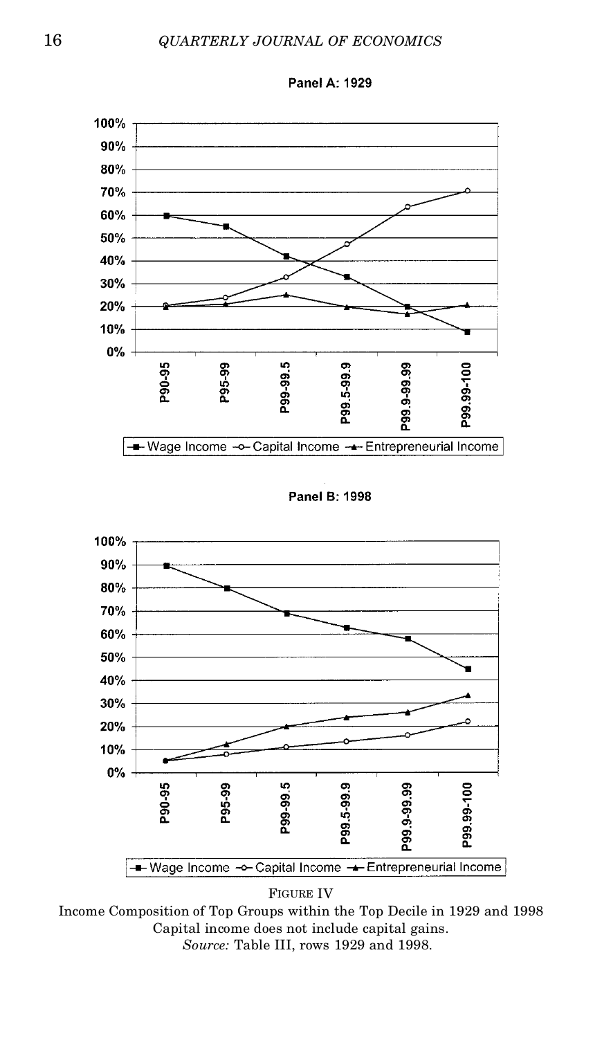**Panel A: 1929**

**Panel B: 1998**

FIGURE IV

Income Composition of Top Groups within the Top Decile in 1929 and 1998

Capital income does not include capital gains.

*Source:* Table III, rows 1929 and 1998.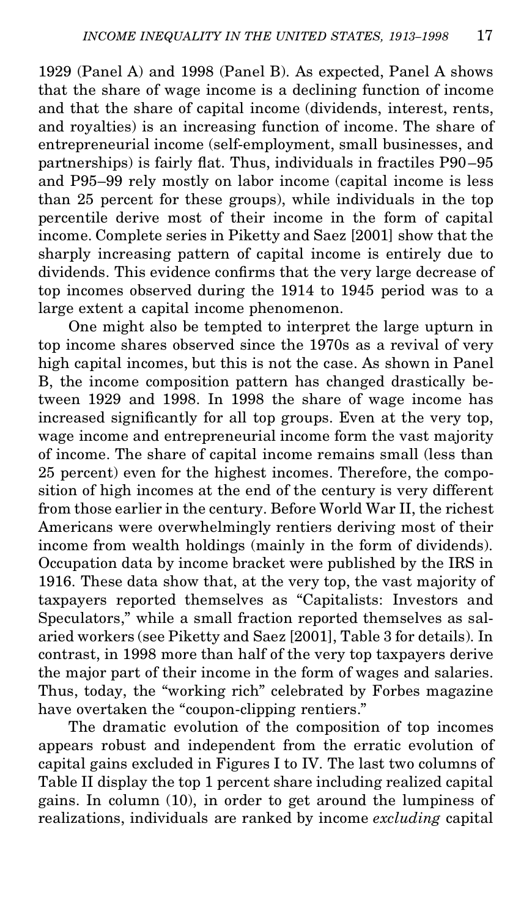1929 (Panel A) and 1998 (Panel B). As expected, Panel A shows that the share of wage income is a declining function of income and that the share of capital income (dividends, interest, rents, and royalties) is an increasing function of income. The share of entrepreneurial income (self-employment, small businesses, and partnerships) is fairly flat. Thus, individuals in fractiles P90–95 and P95–99 rely mostly on labor income (capital income is less than 25 percent for these groups), while individuals in the top percentile derive most of their income in the form of capital income. Complete series in Piketty and Saez [2001] show that the sharply increasing pattern of capital income is entirely due to dividends. This evidence confirms that the very large decrease of top incomes observed during the 1914 to 1945 period was to a large extent a capital income phenomenon.

One might also be tempted to interpret the large upturn in top income shares observed since the 1970s as a revival of very high capital incomes, but this is not the case. As shown in Panel B, the income composition pattern has changed drastically between 1929 and 1998. In 1998 the share of wage income has increased significantly for all top groups. Even at the very top, wage income and entrepreneurial income form the vast majority of income. The share of capital income remains small (less than 25 percent) even for the highest incomes. Therefore, the composition of high incomes at the end of the century is very different from those earlier in the century. Before World War II, the richest Americans were overwhelmingly rentiers deriving most of their income from wealth holdings (mainly in the form of dividends). Occupation data by income bracket were published by the IRS in 1916. These data show that, at the very top, the vast majority of taxpayers reported themselves as "Capitalists: Investors and Speculators," while a small fraction reported themselves as salaried workers (see Piketty and Saez [2001], Table 3 for details). In contrast, in 1998 more than half of the very top taxpayers derive the major part of their income in the form of wages and salaries. Thus, today, the "working rich" celebrated by Forbes magazine have overtaken the "coupon-clipping rentiers."

The dramatic evolution of the composition of top incomes appears robust and independent from the erratic evolution of capital gains excluded in Figures I to IV. The last two columns of Table II display the top 1 percent share including realized capital gains. In column (10), in order to get around the lumpiness of realizations, individuals are ranked by income *excluding* capital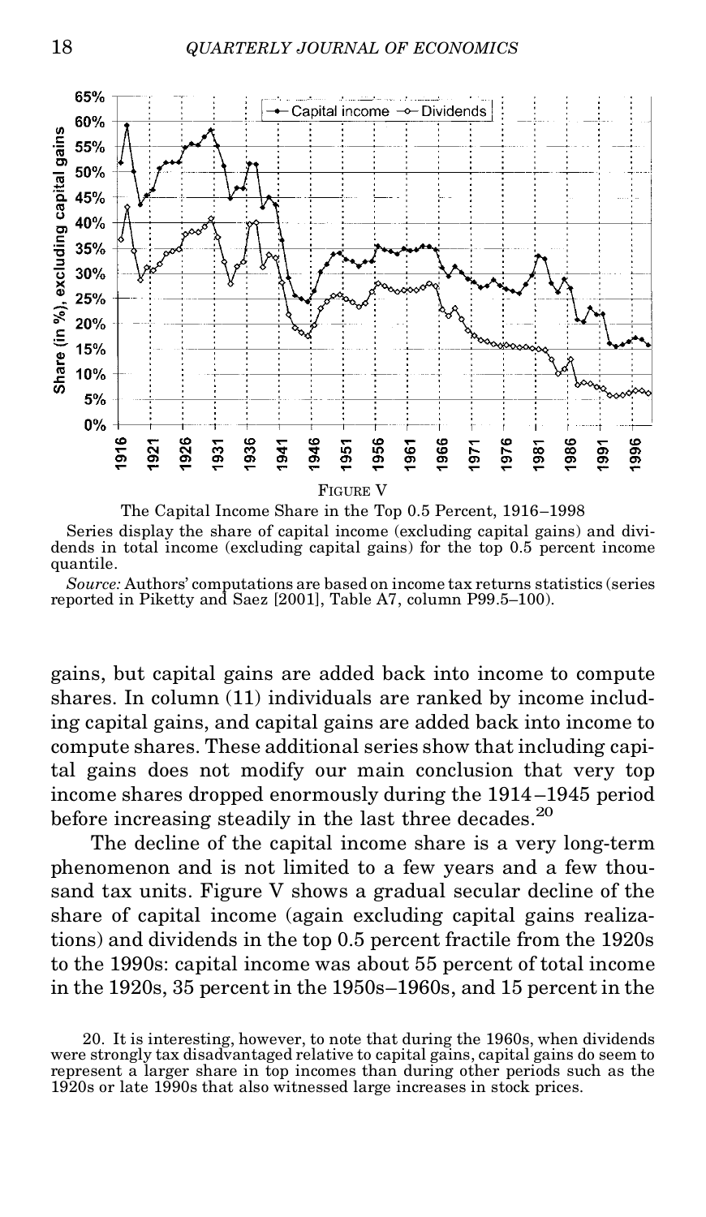FIGURE V

The Capital Income Share in the Top 0.5 Percent, 1916–1998

Series display the share of capital income (excluding capital gains) and dividends in total income (excluding capital gains) for the top 0.5 percent income quantile.

*Source:* Authors' computations are based on income tax returns statistics (series reported in Piketty and Saez [2001], Table A7, column P99.5–100).

gains, but capital gains are added back into income to compute shares. In column (11) individuals are ranked by income including capital gains, and capital gains are added back into income to compute shares. These additional series show that including capital gains does not modify our main conclusion that very top income shares dropped enormously during the 1914–1945 period before increasing steadily in the last three decades.[20]

The decline of the capital income share is a very long-term phenomenon and is not limited to a few years and a few thousand tax units. Figure V shows a gradual secular decline of the share of capital income (again excluding capital gains realizations) and dividends in the top 0.5 percent fractile from the 1920s to the 1990s: capital income was about 55 percent of total income in the 1920s, 35 percent in the 1950s–1960s, and 15 percent in the

20. It is interesting, however, to note that during the 1960s, when dividends were strongly tax disadvantaged relative to capital gains, capital gains do seem to represent a larger share in top incomes than during other periods such as the 1920s or late 1990s that also witnessed large increases in stock prices.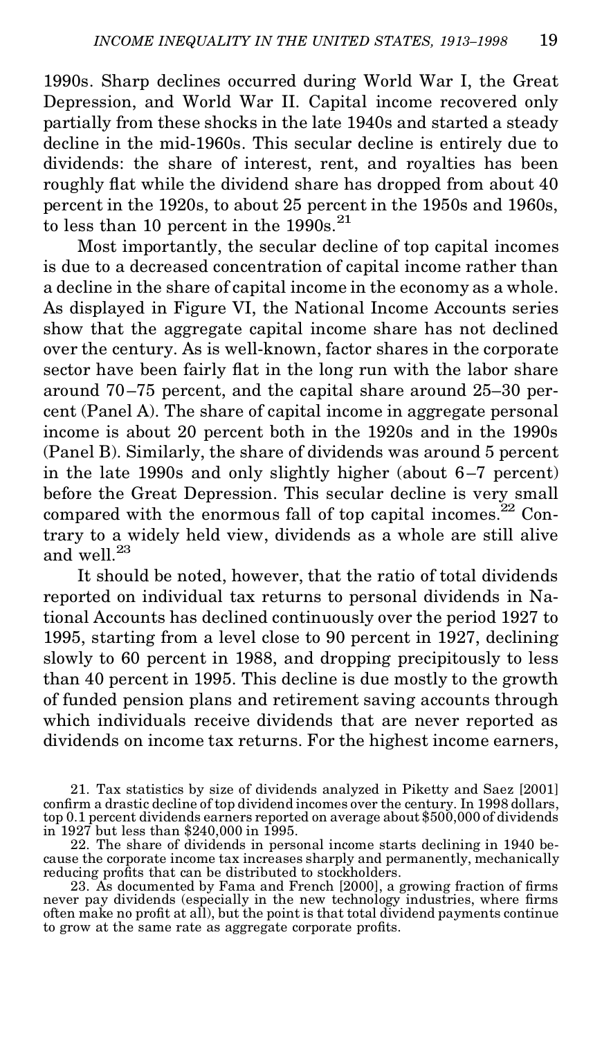1990s. Sharp declines occurred during World War I, the Great Depression, and World War II. Capital income recovered only partially from these shocks in the late 1940s and started a steady decline in the mid-1960s. This secular decline is entirely due to dividends: the share of interest, rent, and royalties has been roughly flat while the dividend share has dropped from about 40 percent in the 1920s, to about 25 percent in the 1950s and 1960s, to less than 10 percent in the 1990s.[21]

Most importantly, the secular decline of top capital incomes is due to a decreased concentration of capital income rather than a decline in the share of capital income in the economy as a whole. As displayed in Figure VI, the National Income Accounts series show that the aggregate capital income share has not declined over the century. As is well-known, factor shares in the corporate sector have been fairly flat in the long run with the labor share around 70–75 percent, and the capital share around 25–30 percent (Panel A). The share of capital income in aggregate personal income is about 20 percent both in the 1920s and in the 1990s (Panel B). Similarly, the share of dividends was around 5 percent in the late 1990s and only slightly higher (about 6–7 percent) before the Great Depression. This secular decline is very small compared with the enormous fall of top capital incomes.[22] Contrary to a widely held view, dividends as a whole are still alive and well.[23]

It should be noted, however, that the ratio of total dividends reported on individual tax returns to personal dividends in National Accounts has declined continuously over the period 1927 to 1995, starting from a level close to 90 percent in 1927, declining slowly to 60 percent in 1988, and dropping precipitously to less than 40 percent in 1995. This decline is due mostly to the growth of funded pension plans and retirement saving accounts through which individuals receive dividends that are never reported as dividends on income tax returns. For the highest income earners,

---

21. Tax statistics by size of dividends analyzed in Piketty and Saez [2001] confirm a drastic decline of top dividend incomes over the century. In 1998 dollars, top 0.1 percent dividends earners reported on average about \$500,000 of dividends in 1927 but less than \$240,000 in 1995.

22. The share of dividends in personal income starts declining in 1940 because the corporate income tax increases sharply and permanently, mechanically reducing profits that can be distributed to stockholders.

23. As documented by Fama and French [2000], a growing fraction of firms never pay dividends (especially in the new technology industries, where firms often make no profit at all), but the point is that total dividend payments continue to grow at the same rate as aggregate corporate profits.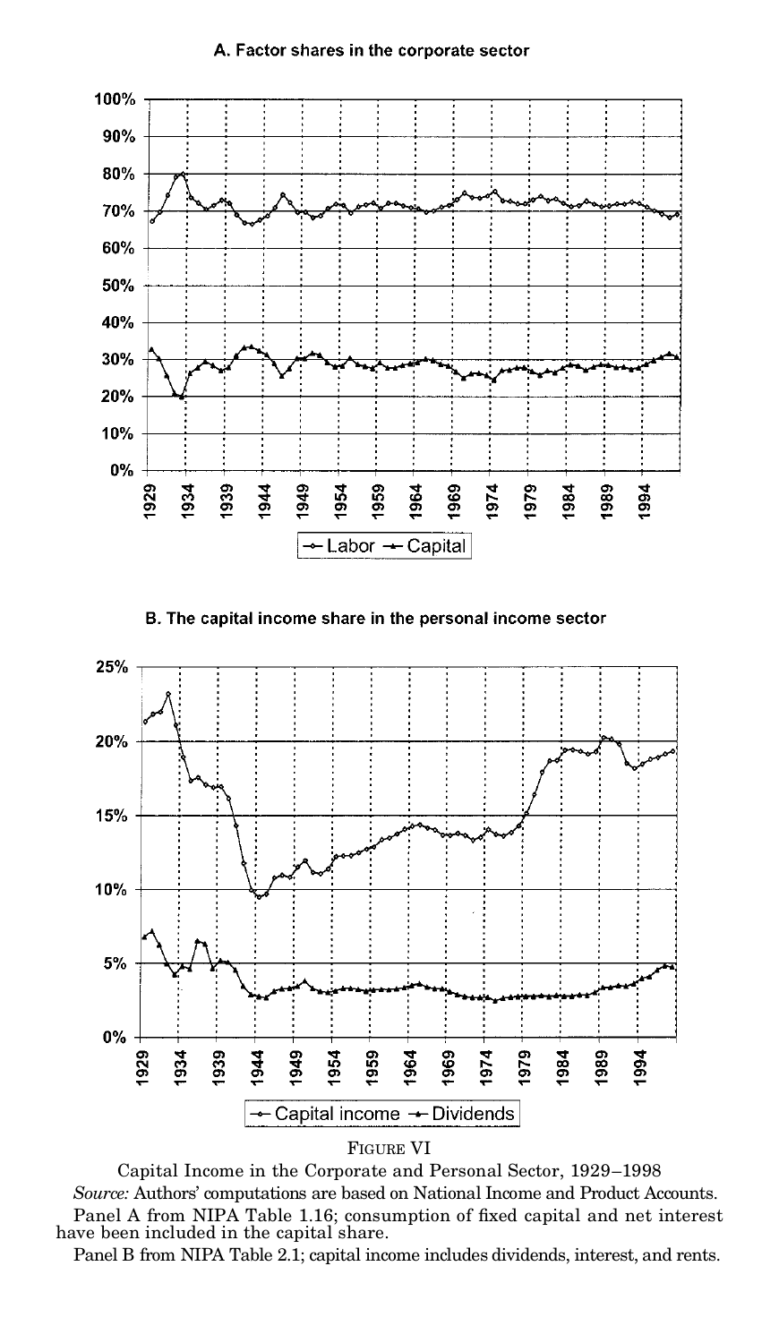A. Factor shares in the corporate sector

B. The capital income share in the personal income sector

FIGURE VI

Capital Income in the Corporate and Personal Sector, 1929–1998

*Source:* Authors' computations are based on National Income and Product Accounts.

Panel A from NIPA Table 1.16; consumption of fixed capital and net interest have been included in the capital share.

Panel B from NIPA Table 2.1; capital income includes dividends, interest, and rents.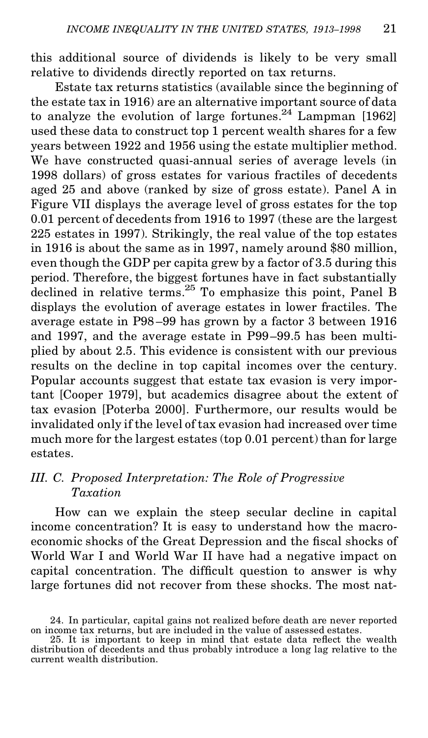this additional source of dividends is likely to be very small relative to dividends directly reported on tax returns.

Estate tax returns statistics (available since the beginning of the estate tax in 1916) are an alternative important source of data to analyze the evolution of large fortunes.[24] Lampman [1962] used these data to construct top 1 percent wealth shares for a few years between 1922 and 1956 using the estate multiplier method. We have constructed quasi-annual series of average levels (in 1998 dollars) of gross estates for various fractiles of decedents aged 25 and above (ranked by size of gross estate). Panel A in Figure VII displays the average level of gross estates for the top 0.01 percent of decedents from 1916 to 1997 (these are the largest 225 estates in 1997). Strikingly, the real value of the top estates in 1916 is about the same as in 1997, namely around $80 million, even though the GDP per capita grew by a factor of 3.5 during this period. Therefore, the biggest fortunes have in fact substantially declined in relative terms.[25] To emphasize this point, Panel B displays the evolution of average estates in lower fractiles. The average estate in P98–99 has grown by a factor 3 between 1916 and 1997, and the average estate in P99–99.5 has been multiplied by about 2.5. This evidence is consistent with our previous results on the decline in top capital incomes over the century. Popular accounts suggest that estate tax evasion is very important [Cooper 1979], but academics disagree about the extent of tax evasion [Poterba 2000]. Furthermore, our results would be invalidated only if the level of tax evasion had increased over time much more for the largest estates (top 0.01 percent) than for large estates.

### III. C. *Proposed Interpretation: The Role of Progressive Taxation*

How can we explain the steep secular decline in capital income concentration? It is easy to understand how the macroeconomic shocks of the Great Depression and the fiscal shocks of World War I and World War II have had a negative impact on capital concentration. The difficult question to answer is why large fortunes did not recover from these shocks. The most nat-

24. In particular, capital gains not realized before death are never reported on income tax returns, but are included in the value of assessed estates.

25. It is important to keep in mind that estate data reflect the wealth distribution of decedents and thus probably introduce a long lag relative to the current wealth distribution.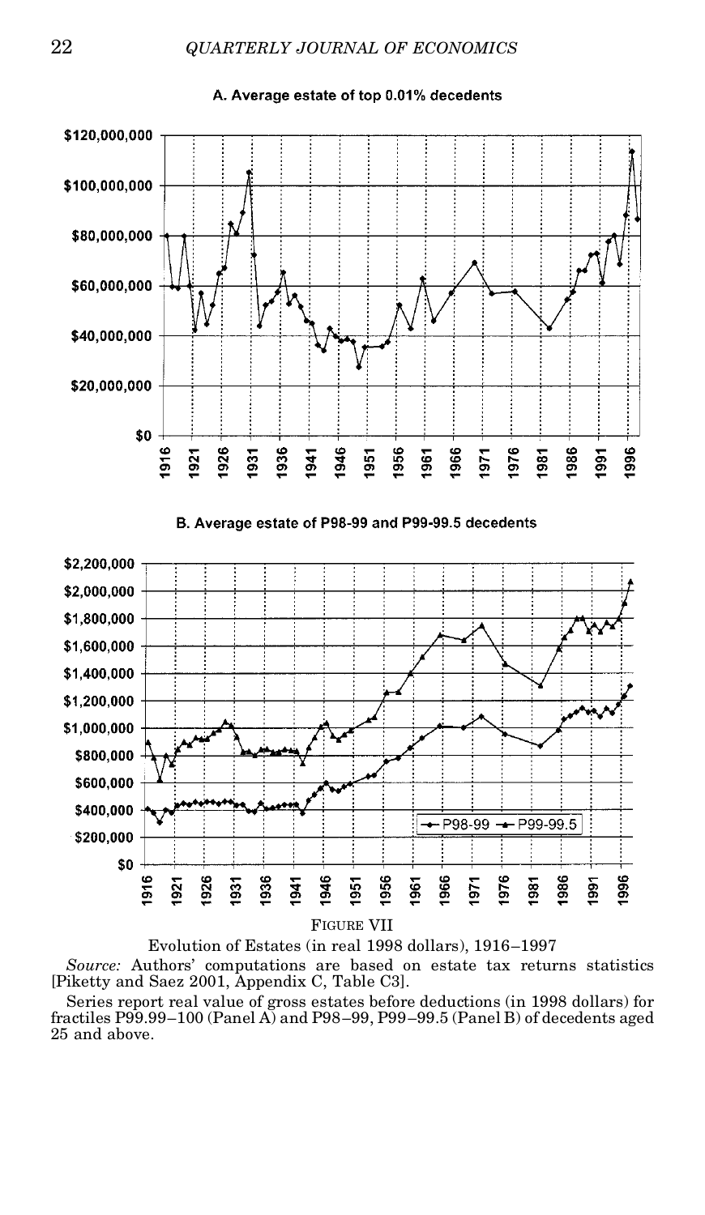A. Average estate of top 0.01% decedents

B. Average estate of P98-99 and P99-99.5 decedents

FIGURE VII

Evolution of Estates (in real 1998 dollars), 1916–1997

*Source:* Authors' computations are based on estate tax returns statistics [Piketty and Saez 2001, Appendix C, Table C3].

Series report real value of gross estates before deductions (in 1998 dollars) for fractiles P99.99–100 (Panel A) and P98–99, P99–99.5 (Panel B) of decedents aged 25 and above.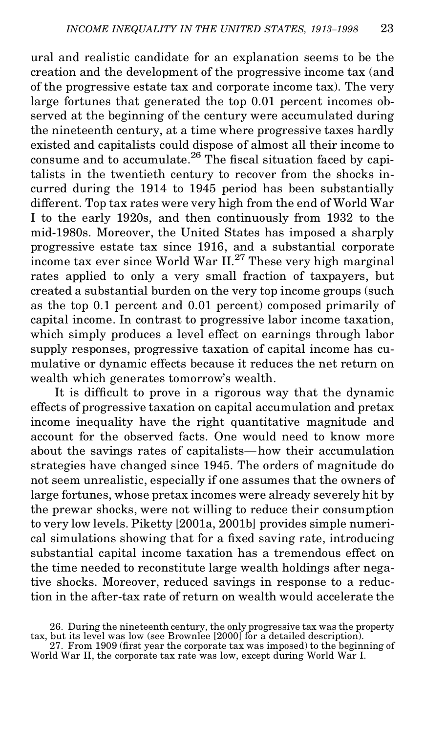ural and realistic candidate for an explanation seems to be the creation and the development of the progressive income tax (and of the progressive estate tax and corporate income tax). The very large fortunes that generated the top 0.01 percent incomes observed at the beginning of the century were accumulated during the nineteenth century, at a time where progressive taxes hardly existed and capitalists could dispose of almost all their income to consume and to accumulate.[26] The fiscal situation faced by capitalists in the twentieth century to recover from the shocks incurred during the 1914 to 1945 period has been substantially different. Top tax rates were very high from the end of World War I to the early 1920s, and then continuously from 1932 to the mid-1980s. Moreover, the United States has imposed a sharply progressive estate tax since 1916, and a substantial corporate income tax ever since World War II.[27] These very high marginal rates applied to only a very small fraction of taxpayers, but created a substantial burden on the very top income groups (such as the top 0.1 percent and 0.01 percent) composed primarily of capital income. In contrast to progressive labor income taxation, which simply produces a level effect on earnings through labor supply responses, progressive taxation of capital income has cumulative or dynamic effects because it reduces the net return on wealth which generates tomorrow's wealth.

It is difficult to prove in a rigorous way that the dynamic effects of progressive taxation on capital accumulation and pretax income inequality have the right quantitative magnitude and account for the observed facts. One would need to know more about the savings rates of capitalists—how their accumulation strategies have changed since 1945. The orders of magnitude do not seem unrealistic, especially if one assumes that the owners of large fortunes, whose pretax incomes were already severely hit by the prewar shocks, were not willing to reduce their consumption to very low levels. Piketty [2001a, 2001b] provides simple numerical simulations showing that for a fixed saving rate, introducing substantial capital income taxation has a tremendous effect on the time needed to reconstitute large wealth holdings after negative shocks. Moreover, reduced savings in response to a reduction in the after-tax rate of return on wealth would accelerate the

26. During the nineteenth century, the only progressive tax was the property tax, but its level was low (see Brownlee [2000] for a detailed description).

27. From 1909 (first year the corporate tax was imposed) to the beginning of World War II, the corporate tax rate was low, except during World War I.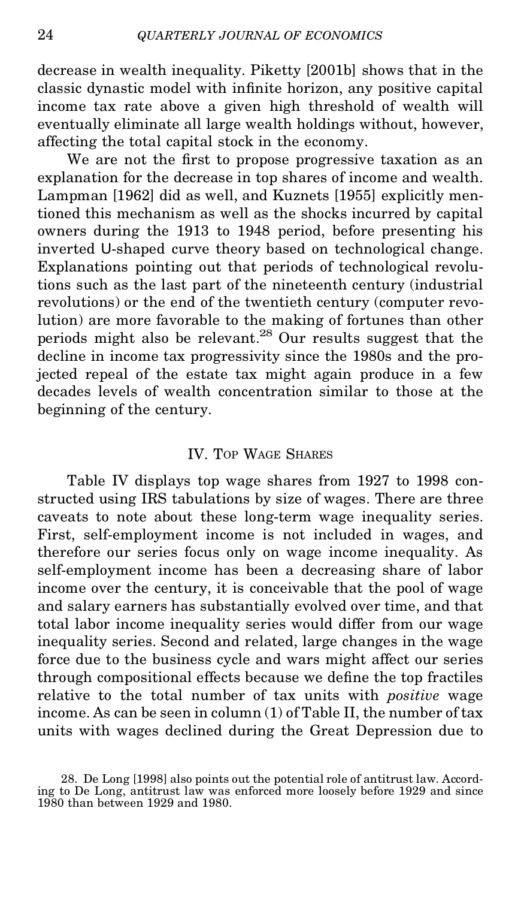decrease in wealth inequality. Piketty [2001b] shows that in the classic dynastic model with infinite horizon, any positive capital income tax rate above a given high threshold of wealth will eventually eliminate all large wealth holdings without, however, affecting the total capital stock in the economy.

We are not the first to propose progressive taxation as an explanation for the decrease in top shares of income and wealth. Lampman [1962] did as well, and Kuznets [1955] explicitly mentioned this mechanism as well as the shocks incurred by capital owners during the 1913 to 1948 period, before presenting his inverted U-shaped curve theory based on technological change. Explanations pointing out that periods of technological revolutions such as the last part of the nineteenth century (industrial revolutions) or the end of the twentieth century (computer revolution) are more favorable to the making of fortunes than other periods might also be relevant.[28] Our results suggest that the decline in income tax progressivity since the 1980s and the projected repeal of the estate tax might again produce in a few decades levels of wealth concentration similar to those at the beginning of the century.

## IV. Top Wage Shares

Table IV displays top wage shares from 1927 to 1998 constructed using IRS tabulations by size of wages. There are three caveats to note about these long-term wage inequality series. First, self-employment income is not included in wages, and therefore our series focus only on wage income inequality. As self-employment income has been a decreasing share of labor income over the century, it is conceivable that the pool of wage and salary earners has substantially evolved over time, and that total labor income inequality series would differ from our wage inequality series. Second and related, large changes in the wage force due to the business cycle and wars might affect our series through compositional effects because we define the top fractiles relative to the total number of tax units with *positive* wage income. As can be seen in column (1) of Table II, the number of tax units with wages declined during the Great Depression due to

28. De Long [1998] also points out the potential role of antitrust law. According to De Long, antitrust law was enforced more loosely before 1929 and since 1980 than between 1929 and 1980.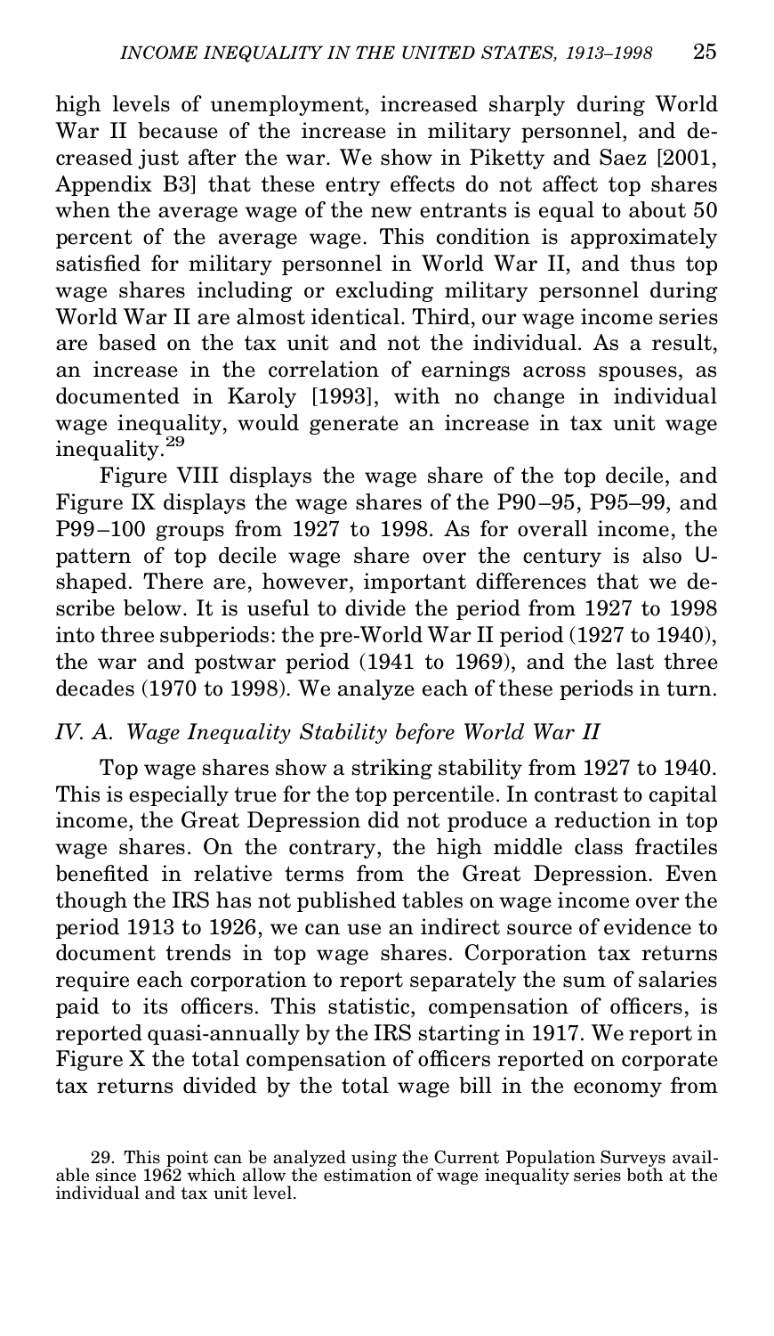high levels of unemployment, increased sharply during World War II because of the increase in military personnel, and decreased just after the war. We show in Piketty and Saez [2001, Appendix B3] that these entry effects do not affect top shares when the average wage of the new entrants is equal to about 50 percent of the average wage. This condition is approximately satisfied for military personnel in World War II, and thus top wage shares including or excluding military personnel during World War II are almost identical. Third, our wage income series are based on the tax unit and not the individual. As a result, an increase in the correlation of earnings across spouses, as documented in Karoly [1993], with no change in individual wage inequality, would generate an increase in tax unit wage inequality.[29]

Figure VIII displays the wage share of the top decile, and Figure IX displays the wage shares of the P90–95, P95–99, and P99–100 groups from 1927 to 1998. As for overall income, the pattern of top decile wage share over the century is also U-shaped. There are, however, important differences that we describe below. It is useful to divide the period from 1927 to 1998 into three subperiods: the pre-World War II period (1927 to 1940), the war and postwar period (1941 to 1969), and the last three decades (1970 to 1998). We analyze each of these periods in turn.

### *IV. A. Wage Inequality Stability before World War II*

Top wage shares show a striking stability from 1927 to 1940. This is especially true for the top percentile. In contrast to capital income, the Great Depression did not produce a reduction in top wage shares. On the contrary, the high middle class fractiles benefited in relative terms from the Great Depression. Even though the IRS has not published tables on wage income over the period 1913 to 1926, we can use an indirect source of evidence to document trends in top wage shares. Corporation tax returns require each corporation to report separately the sum of salaries paid to its officers. This statistic, compensation of officers, is reported quasi-annually by the IRS starting in 1917. We report in Figure X the total compensation of officers reported on corporate tax returns divided by the total wage bill in the economy from

29. This point can be analyzed using the Current Population Surveys available since 1962 which allow the estimation of wage inequality series both at the individual and tax unit level.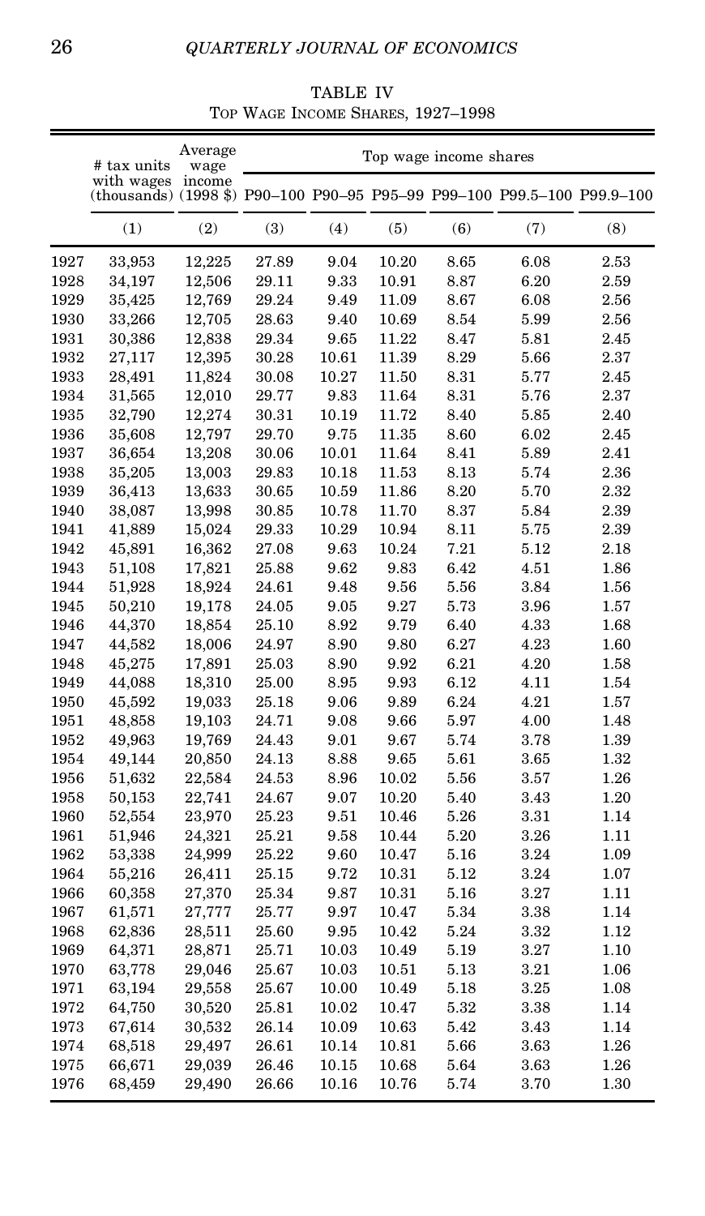TABLE IV
Top Wage Income Shares, 1927–1998

| | # tax units with wages (thousands) | Average wage income (1998 $) | Top wage income shares | | | | | |
|---|---|---|---|---|---|---|---|---|
| | | | P90–100 | P90–95 | P95–99 | P99–100 | P99.5–100 | P99.9–100 |
| | (1) | (2) | (3) | (4) | (5) | (6) | (7) | (8) |
| 1927 | 33,953 | 12,225 | 27.89 | 9.04 | 10.20 | 8.65 | 6.08 | 2.53 |
| 1928 | 34,197 | 12,506 | 29.11 | 9.33 | 10.91 | 8.87 | 6.20 | 2.59 |
| 1929 | 35,425 | 12,769 | 29.24 | 9.49 | 11.09 | 8.67 | 6.08 | 2.56 |
| 1930 | 33,266 | 12,705 | 28.63 | 9.40 | 10.69 | 8.54 | 5.99 | 2.56 |
| 1931 | 30,386 | 12,838 | 29.34 | 9.65 | 11.22 | 8.47 | 5.81 | 2.45 |
| 1932 | 27,117 | 12,395 | 30.28 | 10.61 | 11.39 | 8.29 | 5.66 | 2.37 |
| 1933 | 28,491 | 11,824 | 30.08 | 10.27 | 11.50 | 8.31 | 5.77 | 2.45 |
| 1934 | 31,565 | 12,010 | 29.77 | 9.83 | 11.64 | 8.31 | 5.76 | 2.37 |
| 1935 | 32,790 | 12,274 | 30.31 | 10.19 | 11.72 | 8.40 | 5.85 | 2.40 |
| 1936 | 35,608 | 12,797 | 29.70 | 9.75 | 11.35 | 8.60 | 6.02 | 2.45 |
| 1937 | 36,654 | 13,208 | 30.06 | 10.01 | 11.64 | 8.41 | 5.89 | 2.41 |
| 1938 | 35,205 | 13,003 | 29.83 | 10.18 | 11.53 | 8.13 | 5.74 | 2.36 |
| 1939 | 36,413 | 13,633 | 30.65 | 10.59 | 11.86 | 8.20 | 5.70 | 2.32 |
| 1940 | 38,087 | 13,998 | 30.85 | 10.78 | 11.70 | 8.37 | 5.84 | 2.39 |
| 1941 | 41,889 | 15,024 | 29.33 | 10.29 | 10.94 | 8.11 | 5.75 | 2.39 |
| 1942 | 45,891 | 16,362 | 27.08 | 9.63 | 10.24 | 7.21 | 5.12 | 2.18 |
| 1943 | 51,108 | 17,821 | 25.88 | 9.62 | 9.83 | 6.42 | 4.51 | 1.86 |
| 1944 | 51,928 | 18,924 | 24.61 | 9.48 | 9.56 | 5.56 | 3.84 | 1.56 |
| 1945 | 50,210 | 19,178 | 24.05 | 9.05 | 9.27 | 5.73 | 3.96 | 1.57 |
| 1946 | 44,370 | 18,854 | 25.10 | 8.92 | 9.79 | 6.40 | 4.33 | 1.68 |
| 1947 | 44,582 | 18,006 | 24.97 | 8.90 | 9.80 | 6.27 | 4.23 | 1.60 |
| 1948 | 45,275 | 17,891 | 25.03 | 8.90 | 9.92 | 6.21 | 4.20 | 1.58 |
| 1949 | 44,088 | 18,310 | 25.00 | 8.95 | 9.93 | 6.12 | 4.11 | 1.54 |
| 1950 | 45,592 | 19,033 | 25.18 | 9.06 | 9.89 | 6.24 | 4.21 | 1.57 |
| 1951 | 48,858 | 19,103 | 24.71 | 9.08 | 9.66 | 5.97 | 4.00 | 1.48 |
| 1952 | 49,963 | 19,769 | 24.43 | 9.01 | 9.67 | 5.74 | 3.78 | 1.39 |
| 1954 | 49,144 | 20,850 | 24.13 | 8.88 | 9.65 | 5.61 | 3.65 | 1.32 |
| 1956 | 51,632 | 22,584 | 24.53 | 8.96 | 10.02 | 5.56 | 3.57 | 1.26 |
| 1958 | 50,153 | 22,741 | 24.67 | 9.07 | 10.20 | 5.40 | 3.43 | 1.20 |
| 1960 | 52,554 | 23,970 | 25.23 | 9.51 | 10.46 | 5.26 | 3.31 | 1.14 |
| 1961 | 51,946 | 24,321 | 25.21 | 9.58 | 10.44 | 5.20 | 3.26 | 1.11 |
| 1962 | 53,338 | 24,999 | 25.22 | 9.60 | 10.47 | 5.16 | 3.24 | 1.09 |
| 1964 | 55,216 | 26,411 | 25.15 | 9.72 | 10.31 | 5.12 | 3.24 | 1.07 |
| 1966 | 60,358 | 27,370 | 25.34 | 9.87 | 10.31 | 5.16 | 3.27 | 1.11 |
| 1967 | 61,571 | 27,777 | 25.77 | 9.97 | 10.47 | 5.34 | 3.38 | 1.14 |
| 1968 | 62,836 | 28,511 | 25.60 | 9.95 | 10.42 | 5.24 | 3.32 | 1.12 |
| 1969 | 64,371 | 28,871 | 25.71 | 10.03 | 10.49 | 5.19 | 3.27 | 1.10 |
| 1970 | 63,778 | 29,046 | 25.67 | 10.03 | 10.51 | 5.13 | 3.21 | 1.06 |
| 1971 | 63,194 | 29,558 | 25.67 | 10.00 | 10.49 | 5.18 | 3.25 | 1.08 |
| 1972 | 64,750 | 30,520 | 25.81 | 10.02 | 10.47 | 5.32 | 3.38 | 1.14 |
| 1973 | 67,614 | 30,532 | 26.14 | 10.09 | 10.63 | 5.42 | 3.43 | 1.14 |
| 1974 | 68,518 | 29,497 | 26.61 | 10.14 | 10.81 | 5.66 | 3.63 | 1.26 |
| 1975 | 66,671 | 29,039 | 26.46 | 10.15 | 10.68 | 5.64 | 3.63 | 1.26 |
| 1976 | 68,459 | 29,490 | 26.66 | 10.16 | 10.76 | 5.74 | 3.70 | 1.30 |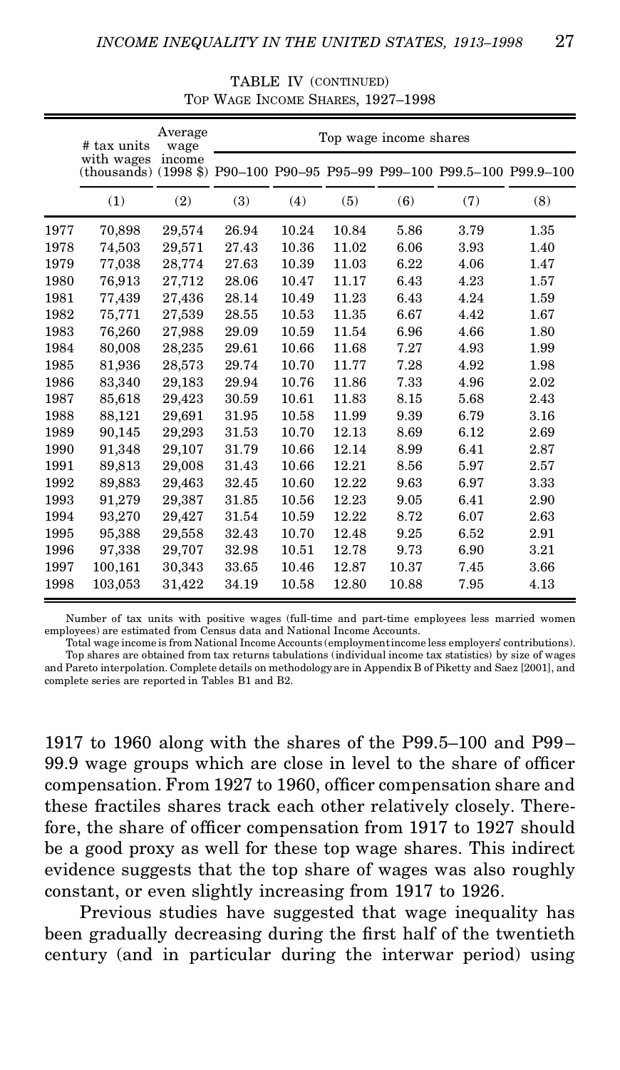TABLE IV (CONTINUED)
TOP WAGE INCOME SHARES, 1927–1998

| | # tax units with wages (thousands) | Average wage income (1998 $) | Top wage income shares | | | | | |
|---|---|---|---|---|---|---|---|---|
| | | | P90–100 | P90–95 | P95–99 | P99–100 | P99.5–100 | P99.9–100 |
| | (1) | (2) | (3) | (4) | (5) | (6) | (7) | (8) |
| 1977 | 70,898 | 29,574 | 26.94 | 10.24 | 10.84 | 5.86 | 3.79 | 1.35 |
| 1978 | 74,503 | 29,571 | 27.43 | 10.36 | 11.02 | 6.06 | 3.93 | 1.40 |
| 1979 | 77,038 | 28,774 | 27.63 | 10.39 | 11.03 | 6.22 | 4.06 | 1.47 |
| 1980 | 76,913 | 27,712 | 28.06 | 10.47 | 11.17 | 6.43 | 4.23 | 1.57 |
| 1981 | 77,439 | 27,436 | 28.14 | 10.49 | 11.23 | 6.43 | 4.24 | 1.59 |
| 1982 | 75,771 | 27,539 | 28.55 | 10.53 | 11.35 | 6.67 | 4.42 | 1.67 |
| 1983 | 76,260 | 27,988 | 29.09 | 10.59 | 11.54 | 6.96 | 4.66 | 1.80 |
| 1984 | 80,008 | 28,235 | 29.61 | 10.66 | 11.68 | 7.27 | 4.93 | 1.99 |
| 1985 | 81,936 | 28,573 | 29.74 | 10.70 | 11.77 | 7.28 | 4.92 | 1.98 |
| 1986 | 83,340 | 29,183 | 29.94 | 10.76 | 11.86 | 7.33 | 4.96 | 2.02 |
| 1987 | 85,618 | 29,423 | 30.59 | 10.61 | 11.83 | 8.15 | 5.68 | 2.43 |
| 1988 | 88,121 | 29,691 | 31.95 | 10.58 | 11.99 | 9.39 | 6.79 | 3.16 |
| 1989 | 90,145 | 29,293 | 31.53 | 10.70 | 12.13 | 8.69 | 6.12 | 2.69 |
| 1990 | 91,348 | 29,107 | 31.79 | 10.66 | 12.14 | 8.99 | 6.41 | 2.87 |
| 1991 | 89,813 | 29,008 | 31.43 | 10.66 | 12.21 | 8.56 | 5.97 | 2.57 |
| 1992 | 89,883 | 29,463 | 32.45 | 10.60 | 12.22 | 9.63 | 6.97 | 3.33 |
| 1993 | 91,279 | 29,387 | 31.85 | 10.56 | 12.23 | 9.05 | 6.41 | 2.90 |
| 1994 | 93,270 | 29,427 | 31.54 | 10.59 | 12.22 | 8.72 | 6.07 | 2.63 |
| 1995 | 95,388 | 29,558 | 32.43 | 10.70 | 12.48 | 9.25 | 6.52 | 2.91 |
| 1996 | 97,338 | 29,707 | 32.98 | 10.51 | 12.78 | 9.73 | 6.90 | 3.21 |
| 1997 | 100,161 | 30,343 | 33.65 | 10.46 | 12.87 | 10.37 | 7.45 | 3.66 |
| 1998 | 103,053 | 31,422 | 34.19 | 10.58 | 12.80 | 10.88 | 7.95 | 4.13 |

Number of tax units with positive wages (full-time and part-time employees less married women employees) are estimated from Census data and National Income Accounts.

Total wage income is from National Income Accounts (employment income less employers' contributions). Top shares are obtained from tax returns tabulations (individual income tax statistics) by size of wages and Pareto interpolation. Complete details on methodology are in Appendix B of Piketty and Saez [2001], and complete series are reported in Tables B1 and B2.

1917 to 1960 along with the shares of the P99.5–100 and P99–99.9 wage groups which are close in level to the share of officer compensation. From 1927 to 1960, officer compensation share and these fractiles shares track each other relatively closely. Therefore, the share of officer compensation from 1917 to 1927 should be a good proxy as well for these top wage shares. This indirect evidence suggests that the top share of wages was also roughly constant, or even slightly increasing from 1917 to 1926.

Previous studies have suggested that wage inequality has been gradually decreasing during the first half of the twentieth century (and in particular during the interwar period) using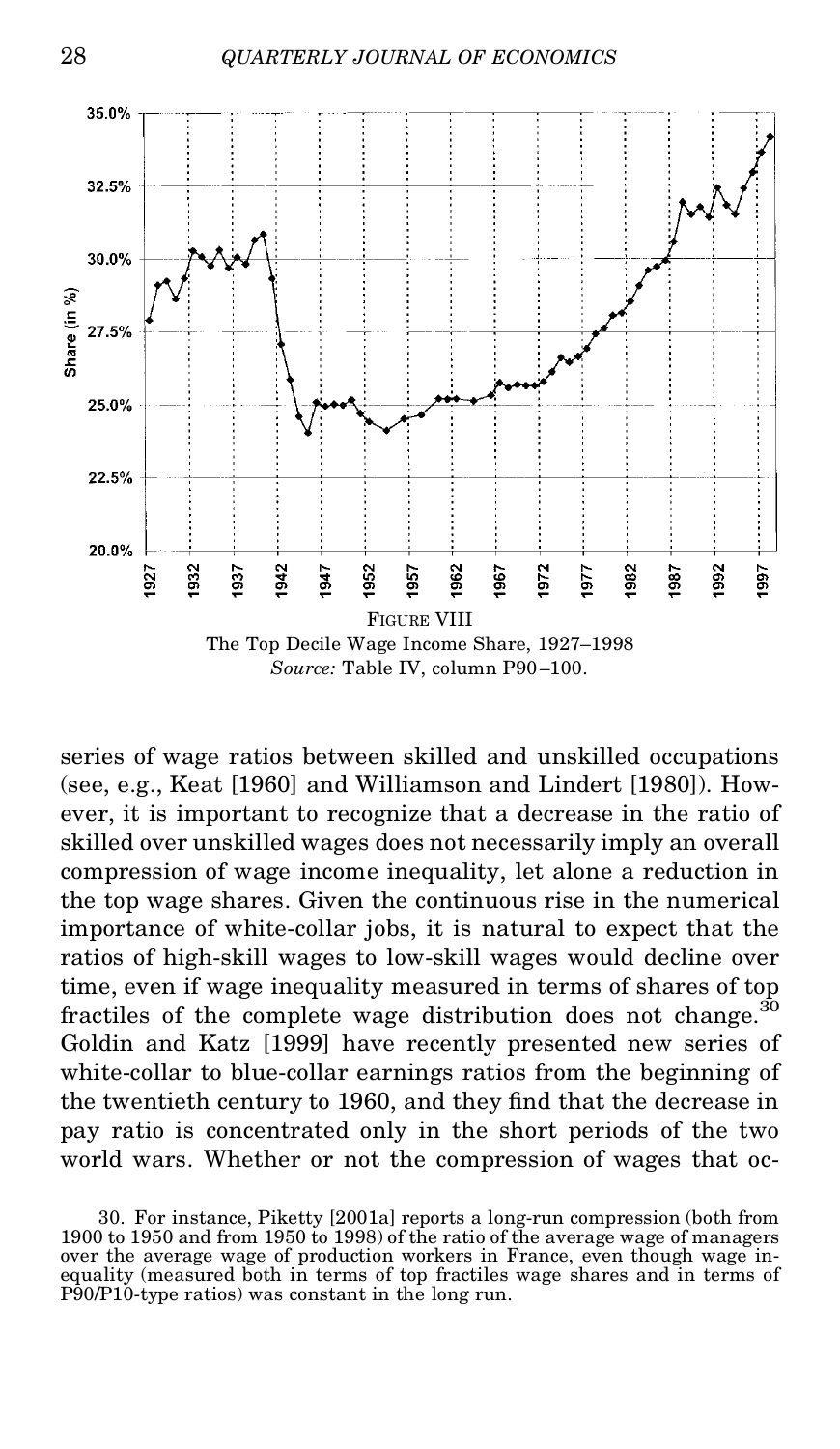FIGURE VIII
The Top Decile Wage Income Share, 1927–1998
*Source:* Table IV, column P90–100.

series of wage ratios between skilled and unskilled occupations (see, e.g., Keat [1960] and Williamson and Lindert [1980]). However, it is important to recognize that a decrease in the ratio of skilled over unskilled wages does not necessarily imply an overall compression of wage income inequality, let alone a reduction in the top wage shares. Given the continuous rise in the numerical importance of white-collar jobs, it is natural to expect that the ratios of high-skill wages to low-skill wages would decline over time, even if wage inequality measured in terms of shares of top fractiles of the complete wage distribution does not change.[30] Goldin and Katz [1999] have recently presented new series of white-collar to blue-collar earnings ratios from the beginning of the twentieth century to 1960, and they find that the decrease in pay ratio is concentrated only in the short periods of the two world wars. Whether or not the compression of wages that oc-

30. For instance, Piketty [2001a] reports a long-run compression (both from 1900 to 1950 and from 1950 to 1998) of the ratio of the average wage of managers over the average wage of production workers in France, even though wage inequality (measured both in terms of top fractiles wage shares and in terms of P90/P10-type ratios) was constant in the long run.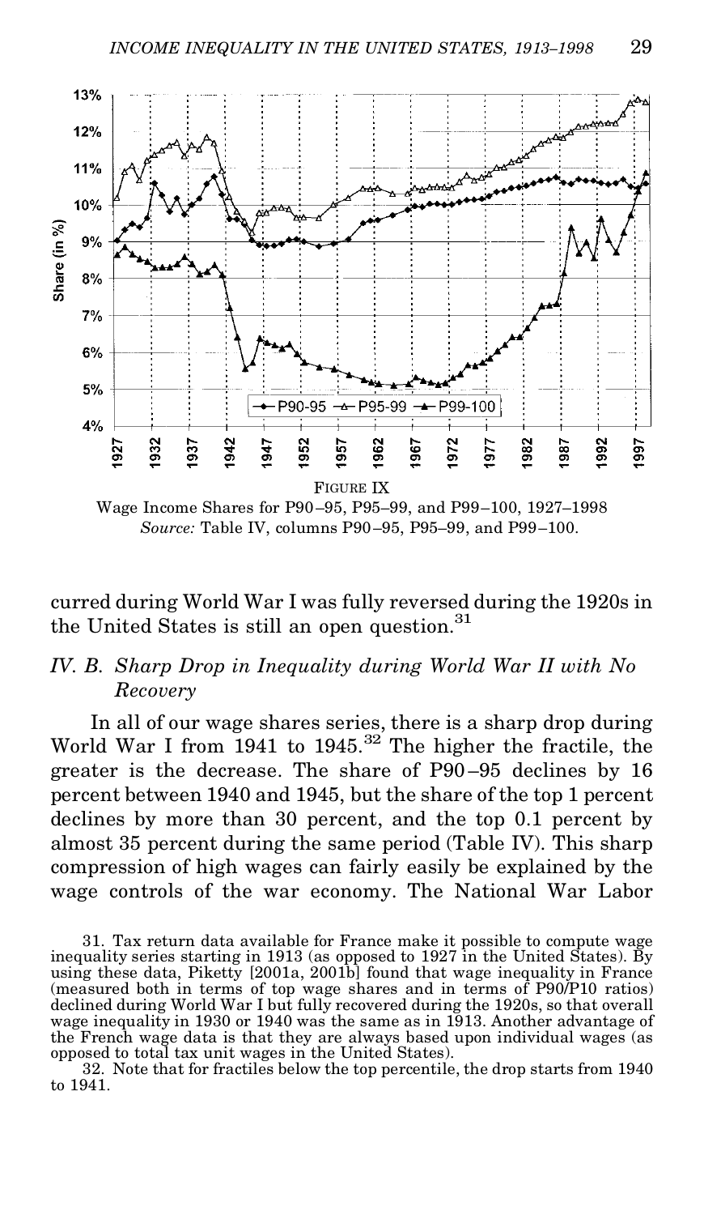FIGURE IX

Wage Income Shares for P90–95, P95–99, and P99–100, 1927–1998

*Source:* Table IV, columns P90–95, P95–99, and P99–100.

curred during World War I was fully reversed during the 1920s in the United States is still an open question.[31]

### *IV. B. Sharp Drop in Inequality during World War II with No Recovery*

In all of our wage shares series, there is a sharp drop during World War I from 1941 to 1945.[32] The higher the fractile, the greater is the decrease. The share of P90–95 declines by 16 percent between 1940 and 1945, but the share of the top 1 percent declines by more than 30 percent, and the top 0.1 percent by almost 35 percent during the same period (Table IV). This sharp compression of high wages can fairly easily be explained by the wage controls of the war economy. The National War Labor

31. Tax return data available for France make it possible to compute wage inequality series starting in 1913 (as opposed to 1927 in the United States). By using these data, Piketty [2001a, 2001b] found that wage inequality in France (measured both in terms of top wage shares and in terms of P90/P10 ratios) declined during World War I but fully recovered during the 1920s, so that overall wage inequality in 1930 or 1940 was the same as in 1913. Another advantage of the French wage data is that they are always based upon individual wages (as opposed to total tax unit wages in the United States).

32. Note that for fractiles below the top percentile, the drop starts from 1940 to 1941.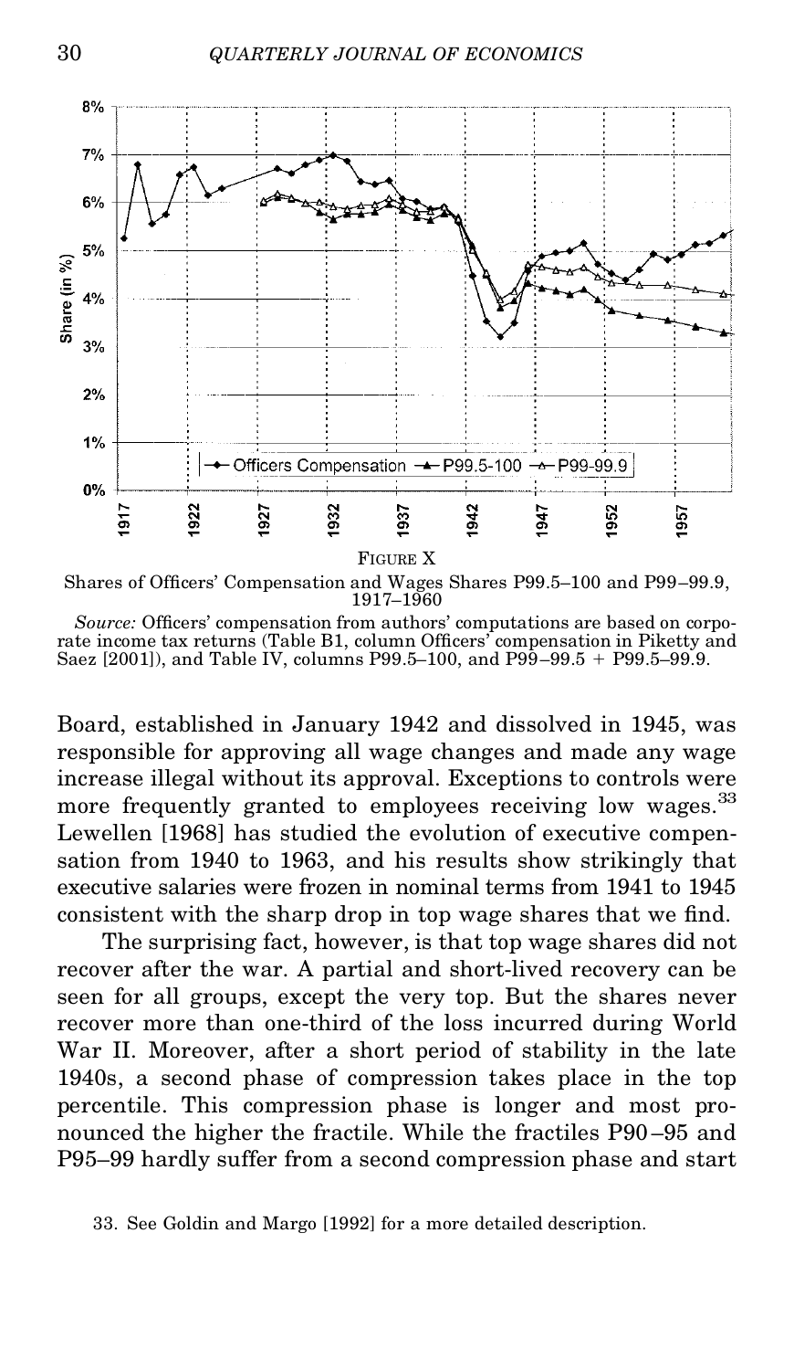FIGURE X

Shares of Officers' Compensation and Wages Shares P99.5–100 and P99–99.9, 1917–1960

*Source:* Officers' compensation from authors' computations are based on corporate income tax returns (Table B1, column Officers' compensation in Piketty and Saez [2001]), and Table IV, columns P99.5–100, and P99–99.5 + P99.5–99.9.

Board, established in January 1942 and dissolved in 1945, was responsible for approving all wage changes and made any wage increase illegal without its approval. Exceptions to controls were more frequently granted to employees receiving low wages.[33] Lewellen [1968] has studied the evolution of executive compensation from 1940 to 1963, and his results show strikingly that executive salaries were frozen in nominal terms from 1941 to 1945 consistent with the sharp drop in top wage shares that we find.

The surprising fact, however, is that top wage shares did not recover after the war. A partial and short-lived recovery can be seen for all groups, except the very top. But the shares never recover more than one-third of the loss incurred during World War II. Moreover, after a short period of stability in the late 1940s, a second phase of compression takes place in the top percentile. This compression phase is longer and most pronounced the higher the fractile. While the fractiles P90–95 and P95–99 hardly suffer from a second compression phase and start

33. See Goldin and Margo [1992] for a more detailed description.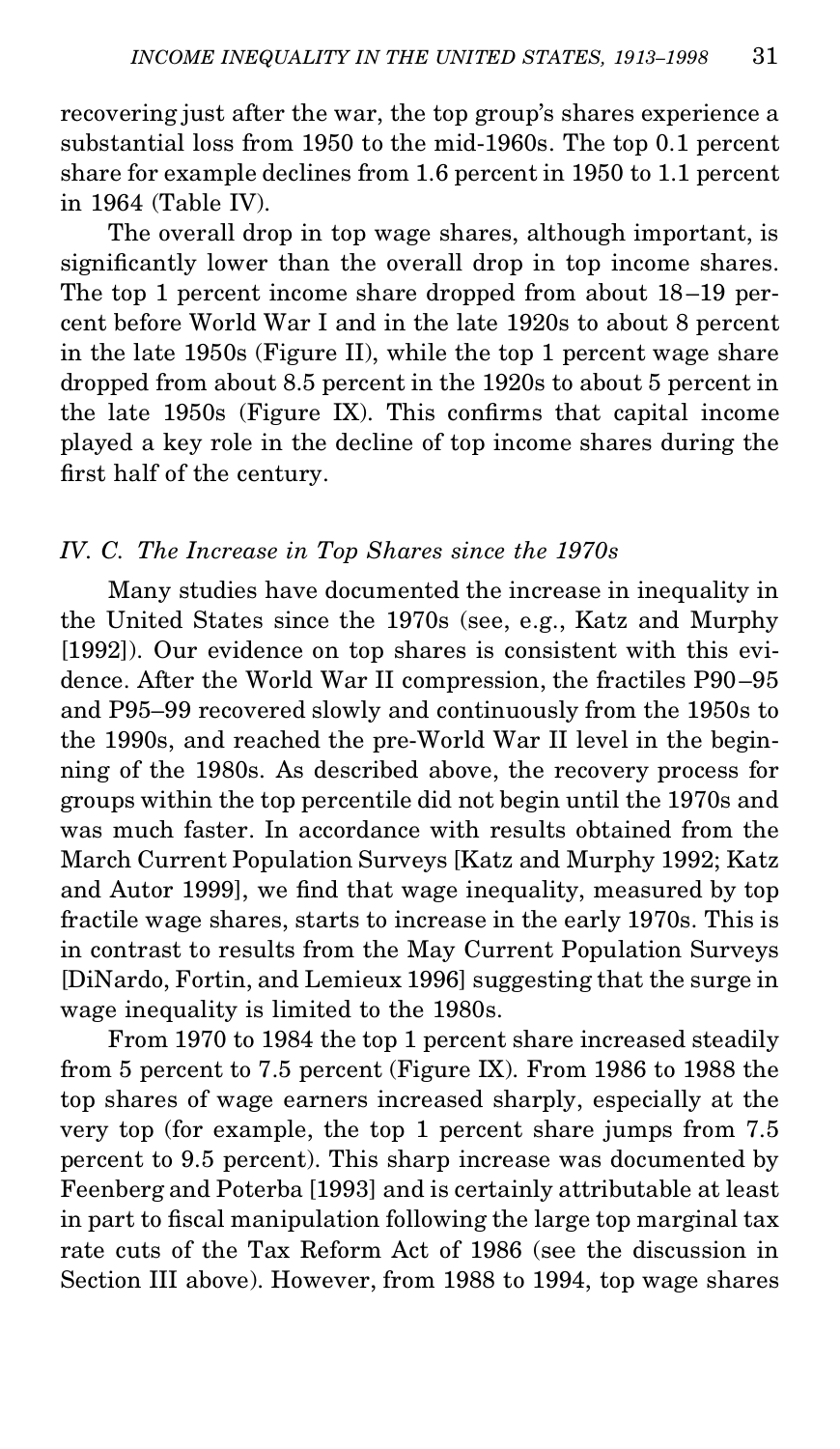recovering just after the war, the top group's shares experience a substantial loss from 1950 to the mid-1960s. The top 0.1 percent share for example declines from 1.6 percent in 1950 to 1.1 percent in 1964 (Table IV).

The overall drop in top wage shares, although important, is significantly lower than the overall drop in top income shares. The top 1 percent income share dropped from about 18–19 percent before World War I and in the late 1920s to about 8 percent in the late 1950s (Figure II), while the top 1 percent wage share dropped from about 8.5 percent in the 1920s to about 5 percent in the late 1950s (Figure IX). This confirms that capital income played a key role in the decline of top income shares during the first half of the century.

### *IV. C. The Increase in Top Shares since the 1970s*

Many studies have documented the increase in inequality in the United States since the 1970s (see, e.g., Katz and Murphy [1992]). Our evidence on top shares is consistent with this evidence. After the World War II compression, the fractiles P90–95 and P95–99 recovered slowly and continuously from the 1950s to the 1990s, and reached the pre-World War II level in the beginning of the 1980s. As described above, the recovery process for groups within the top percentile did not begin until the 1970s and was much faster. In accordance with results obtained from the March Current Population Surveys [Katz and Murphy 1992; Katz and Autor 1999], we find that wage inequality, measured by top fractile wage shares, starts to increase in the early 1970s. This is in contrast to results from the May Current Population Surveys [DiNardo, Fortin, and Lemieux 1996] suggesting that the surge in wage inequality is limited to the 1980s.

From 1970 to 1984 the top 1 percent share increased steadily from 5 percent to 7.5 percent (Figure IX). From 1986 to 1988 the top shares of wage earners increased sharply, especially at the very top (for example, the top 1 percent share jumps from 7.5 percent to 9.5 percent). This sharp increase was documented by Feenberg and Poterba [1993] and is certainly attributable at least in part to fiscal manipulation following the large top marginal tax rate cuts of the Tax Reform Act of 1986 (see the discussion in Section III above). However, from 1988 to 1994, top wage shares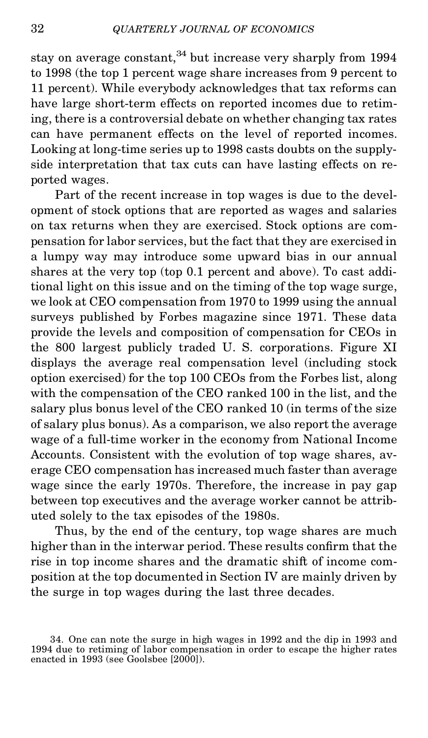stay on average constant,[34] but increase very sharply from 1994 to 1998 (the top 1 percent wage share increases from 9 percent to 11 percent). While everybody acknowledges that tax reforms can have large short-term effects on reported incomes due to retiming, there is a controversial debate on whether changing tax rates can have permanent effects on the level of reported incomes. Looking at long-time series up to 1998 casts doubts on the supply-side interpretation that tax cuts can have lasting effects on reported wages.

Part of the recent increase in top wages is due to the development of stock options that are reported as wages and salaries on tax returns when they are exercised. Stock options are compensation for labor services, but the fact that they are exercised in a lumpy way may introduce some upward bias in our annual shares at the very top (top 0.1 percent and above). To cast additional light on this issue and on the timing of the top wage surge, we look at CEO compensation from 1970 to 1999 using the annual surveys published by Forbes magazine since 1971. These data provide the levels and composition of compensation for CEOs in the 800 largest publicly traded U. S. corporations. Figure XI displays the average real compensation level (including stock option exercised) for the top 100 CEOs from the Forbes list, along with the compensation of the CEO ranked 100 in the list, and the salary plus bonus level of the CEO ranked 10 (in terms of the size of salary plus bonus). As a comparison, we also report the average wage of a full-time worker in the economy from National Income Accounts. Consistent with the evolution of top wage shares, average CEO compensation has increased much faster than average wage since the early 1970s. Therefore, the increase in pay gap between top executives and the average worker cannot be attributed solely to the tax episodes of the 1980s.

Thus, by the end of the century, top wage shares are much higher than in the interwar period. These results confirm that the rise in top income shares and the dramatic shift of income composition at the top documented in Section IV are mainly driven by the surge in top wages during the last three decades.

34. One can note the surge in high wages in 1992 and the dip in 1993 and 1994 due to retiming of labor compensation in order to escape the higher rates enacted in 1993 (see Goolsbee [2000]).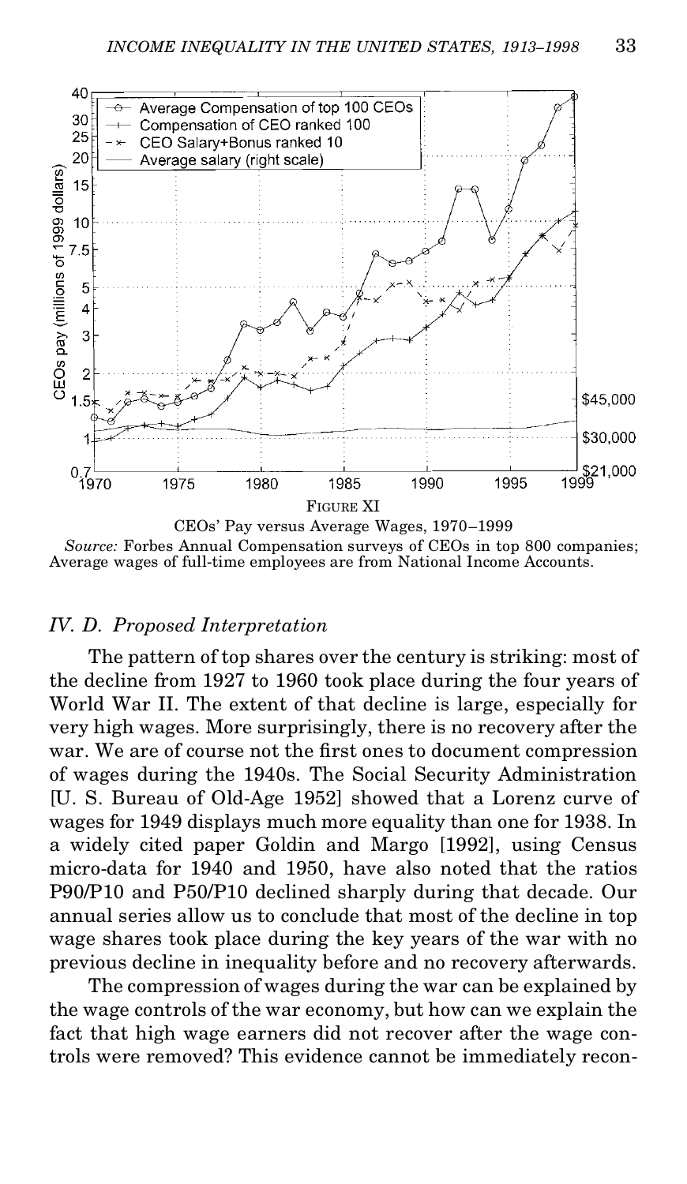FIGURE XI

CEOs' Pay versus Average Wages, 1970–1999

*Source:* Forbes Annual Compensation surveys of CEOs in top 800 companies; Average wages of full-time employees are from National Income Accounts.

### *IV. D. Proposed Interpretation*

The pattern of top shares over the century is striking: most of the decline from 1927 to 1960 took place during the four years of World War II. The extent of that decline is large, especially for very high wages. More surprisingly, there is no recovery after the war. We are of course not the first ones to document compression of wages during the 1940s. The Social Security Administration [U. S. Bureau of Old-Age 1952] showed that a Lorenz curve of wages for 1949 displays much more equality than one for 1938. In a widely cited paper Goldin and Margo [1992], using Census micro-data for 1940 and 1950, have also noted that the ratios P90/P10 and P50/P10 declined sharply during that decade. Our annual series allow us to conclude that most of the decline in top wage shares took place during the key years of the war with no previous decline in inequality before and no recovery afterwards.

The compression of wages during the war can be explained by the wage controls of the war economy, but how can we explain the fact that high wage earners did not recover after the wage controls were removed? This evidence cannot be immediately recon-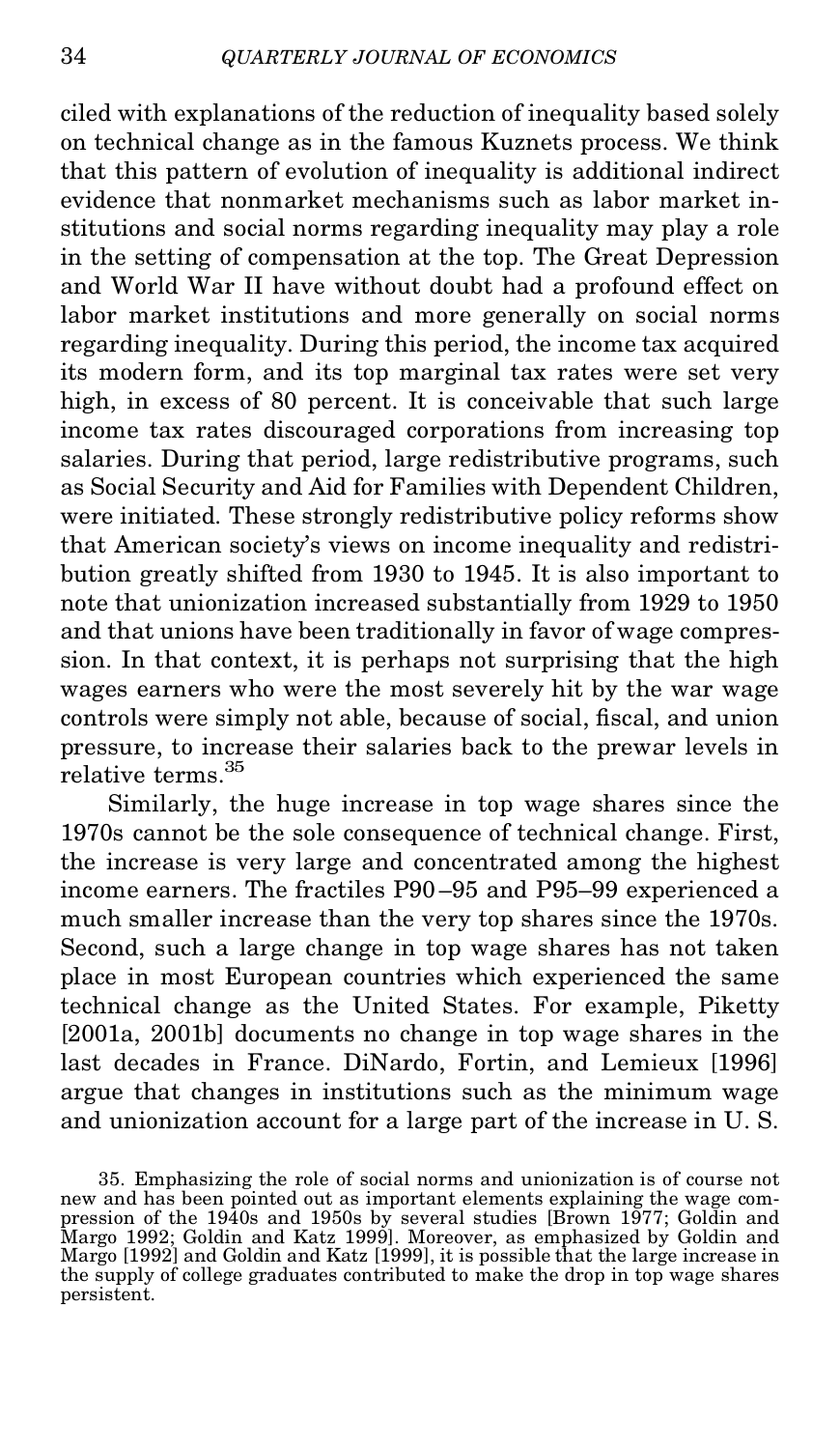ciled with explanations of the reduction of inequality based solely on technical change as in the famous Kuznets process. We think that this pattern of evolution of inequality is additional indirect evidence that nonmarket mechanisms such as labor market institutions and social norms regarding inequality may play a role in the setting of compensation at the top. The Great Depression and World War II have without doubt had a profound effect on labor market institutions and more generally on social norms regarding inequality. During this period, the income tax acquired its modern form, and its top marginal tax rates were set very high, in excess of 80 percent. It is conceivable that such large income tax rates discouraged corporations from increasing top salaries. During that period, large redistributive programs, such as Social Security and Aid for Families with Dependent Children, were initiated. These strongly redistributive policy reforms show that American society's views on income inequality and redistribution greatly shifted from 1930 to 1945. It is also important to note that unionization increased substantially from 1929 to 1950 and that unions have been traditionally in favor of wage compression. In that context, it is perhaps not surprising that the high wages earners who were the most severely hit by the war wage controls were simply not able, because of social, fiscal, and union pressure, to increase their salaries back to the prewar levels in relative terms.[35]

Similarly, the huge increase in top wage shares since the 1970s cannot be the sole consequence of technical change. First, the increase is very large and concentrated among the highest income earners. The fractiles P90–95 and P95–99 experienced a much smaller increase than the very top shares since the 1970s. Second, such a large change in top wage shares has not taken place in most European countries which experienced the same technical change as the United States. For example, Piketty [2001a, 2001b] documents no change in top wage shares in the last decades in France. DiNardo, Fortin, and Lemieux [1996] argue that changes in institutions such as the minimum wage and unionization account for a large part of the increase in U. S.

35. Emphasizing the role of social norms and unionization is of course not new and has been pointed out as important elements explaining the wage compression of the 1940s and 1950s by several studies [Brown 1977; Goldin and Margo 1992; Goldin and Katz 1999]. Moreover, as emphasized by Goldin and Margo [1992] and Goldin and Katz [1999], it is possible that the large increase in the supply of college graduates contributed to make the drop in top wage shares persistent.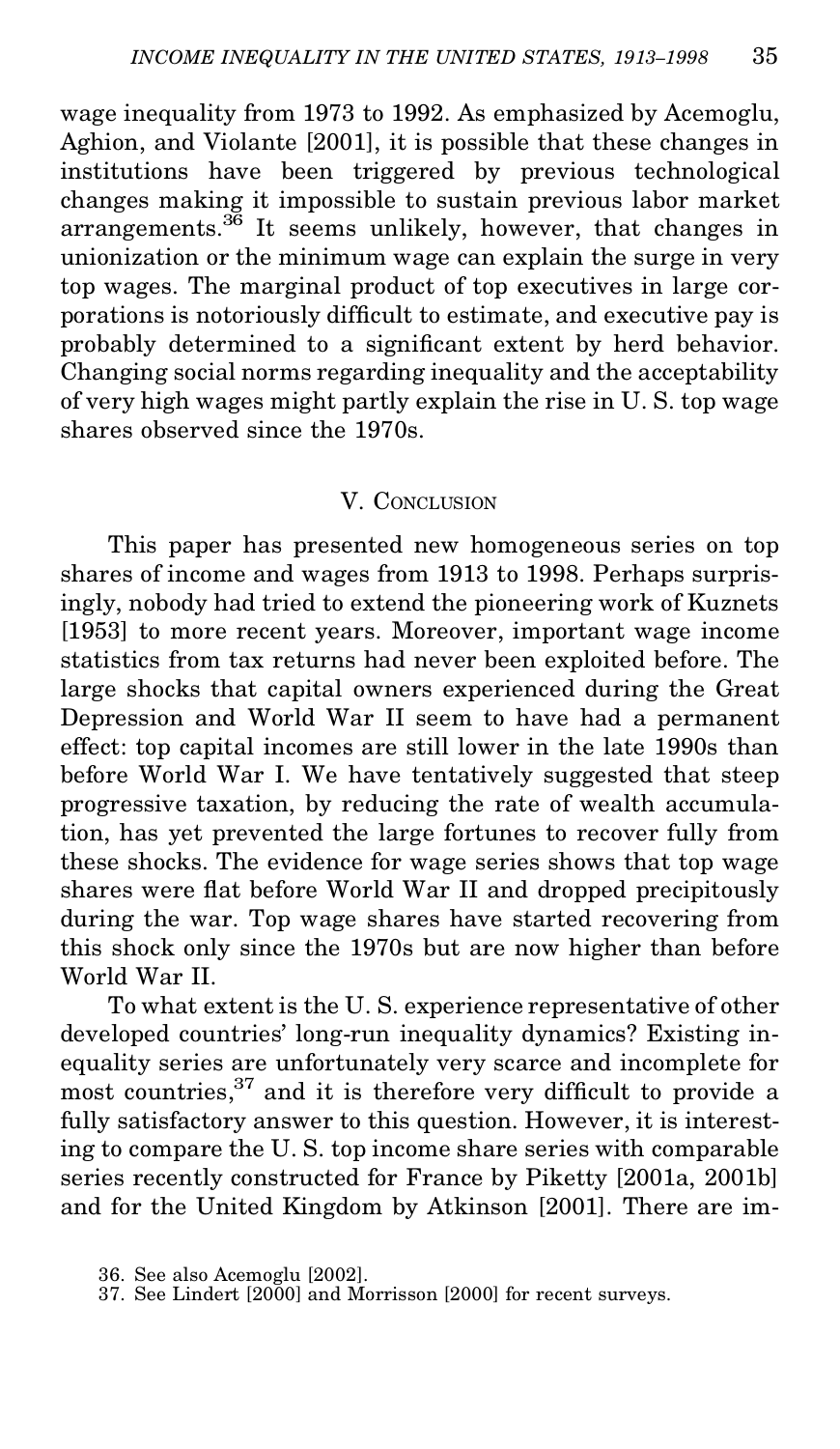wage inequality from 1973 to 1992. As emphasized by Acemoglu, Aghion, and Violante [2001], it is possible that these changes in institutions have been triggered by previous technological changes making it impossible to sustain previous labor market arrangements.[36] It seems unlikely, however, that changes in unionization or the minimum wage can explain the surge in very top wages. The marginal product of top executives in large corporations is notoriously difficult to estimate, and executive pay is probably determined to a significant extent by herd behavior. Changing social norms regarding inequality and the acceptability of very high wages might partly explain the rise in U. S. top wage shares observed since the 1970s.

## V. Conclusion

This paper has presented new homogeneous series on top shares of income and wages from 1913 to 1998. Perhaps surprisingly, nobody had tried to extend the pioneering work of Kuznets [1953] to more recent years. Moreover, important wage income statistics from tax returns had never been exploited before. The large shocks that capital owners experienced during the Great Depression and World War II seem to have had a permanent effect: top capital incomes are still lower in the late 1990s than before World War I. We have tentatively suggested that steep progressive taxation, by reducing the rate of wealth accumulation, has yet prevented the large fortunes to recover fully from these shocks. The evidence for wage series shows that top wage shares were flat before World War II and dropped precipitously during the war. Top wage shares have started recovering from this shock only since the 1970s but are now higher than before World War II.

To what extent is the U. S. experience representative of other developed countries' long-run inequality dynamics? Existing inequality series are unfortunately very scarce and incomplete for most countries,[37] and it is therefore very difficult to provide a fully satisfactory answer to this question. However, it is interesting to compare the U. S. top income share series with comparable series recently constructed for France by Piketty [2001a, 2001b] and for the United Kingdom by Atkinson [2001]. There are im-

36. See also Acemoglu [2002].

37. See Lindert [2000] and Morrisson [2000] for recent surveys.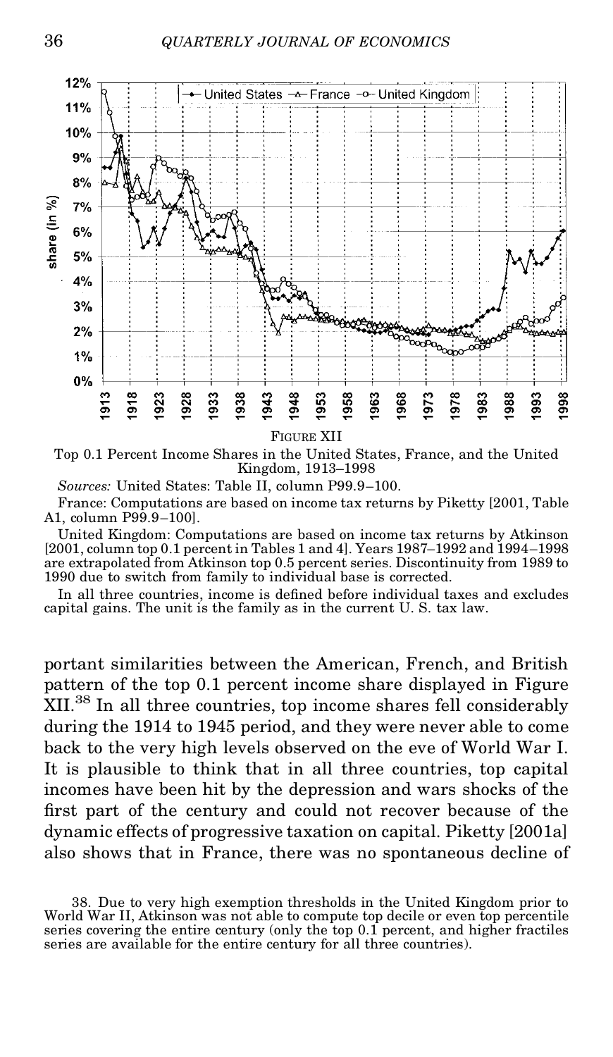FIGURE XII

Top 0.1 Percent Income Shares in the United States, France, and the United Kingdom, 1913–1998

*Sources:* United States: Table II, column P99.9–100.

France: Computations are based on income tax returns by Piketty [2001, Table A1, column P99.9–100].

United Kingdom: Computations are based on income tax returns by Atkinson [2001, column top 0.1 percent in Tables 1 and 4]. Years 1987–1992 and 1994–1998 are extrapolated from Atkinson top 0.5 percent series. Discontinuity from 1989 to 1990 due to switch from family to individual base is corrected.

In all three countries, income is defined before individual taxes and excludes capital gains. The unit is the family as in the current U. S. tax law.

portant similarities between the American, French, and British pattern of the top 0.1 percent income share displayed in Figure XII.[38] In all three countries, top income shares fell considerably during the 1914 to 1945 period, and they were never able to come back to the very high levels observed on the eve of World War I. It is plausible to think that in all three countries, top capital incomes have been hit by the depression and wars shocks of the first part of the century and could not recover because of the dynamic effects of progressive taxation on capital. Piketty [2001a] also shows that in France, there was no spontaneous decline of

38. Due to very high exemption thresholds in the United Kingdom prior to World War II, Atkinson was not able to compute top decile or even top percentile series covering the entire century (only the top 0.1 percent, and higher fractiles series are available for the entire century for all three countries).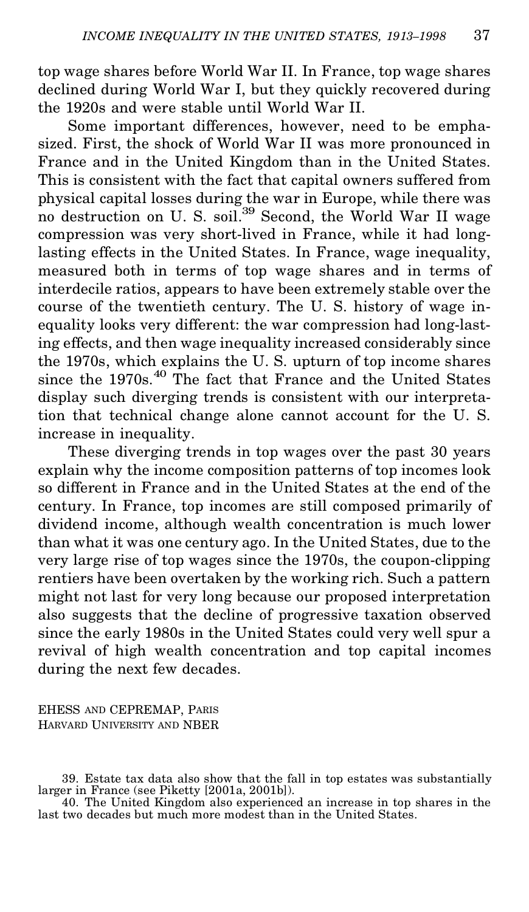top wage shares before World War II. In France, top wage shares declined during World War I, but they quickly recovered during the 1920s and were stable until World War II.

Some important differences, however, need to be emphasized. First, the shock of World War II was more pronounced in France and in the United Kingdom than in the United States. This is consistent with the fact that capital owners suffered from physical capital losses during the war in Europe, while there was no destruction on U. S. soil.[39] Second, the World War II wage compression was very short-lived in France, while it had long-lasting effects in the United States. In France, wage inequality, measured both in terms of top wage shares and in terms of interdecile ratios, appears to have been extremely stable over the course of the twentieth century. The U. S. history of wage inequality looks very different: the war compression had long-lasting effects, and then wage inequality increased considerably since the 1970s, which explains the U. S. upturn of top income shares since the 1970s.[40] The fact that France and the United States display such diverging trends is consistent with our interpretation that technical change alone cannot account for the U. S. increase in inequality.

These diverging trends in top wages over the past 30 years explain why the income composition patterns of top incomes look so different in France and in the United States at the end of the century. In France, top incomes are still composed primarily of dividend income, although wealth concentration is much lower than what it was one century ago. In the United States, due to the very large rise of top wages since the 1970s, the coupon-clipping rentiers have been overtaken by the working rich. Such a pattern might not last for very long because our proposed interpretation also suggests that the decline of progressive taxation observed since the early 1980s in the United States could very well spur a revival of high wealth concentration and top capital incomes during the next few decades.

EHESS AND CEPREMAP, PARIS
HARVARD UNIVERSITY AND NBER

39. Estate tax data also show that the fall in top estates was substantially larger in France (see Piketty [2001a, 2001b]).

40. The United Kingdom also experienced an increase in top shares in the last two decades but much more modest than in the United States.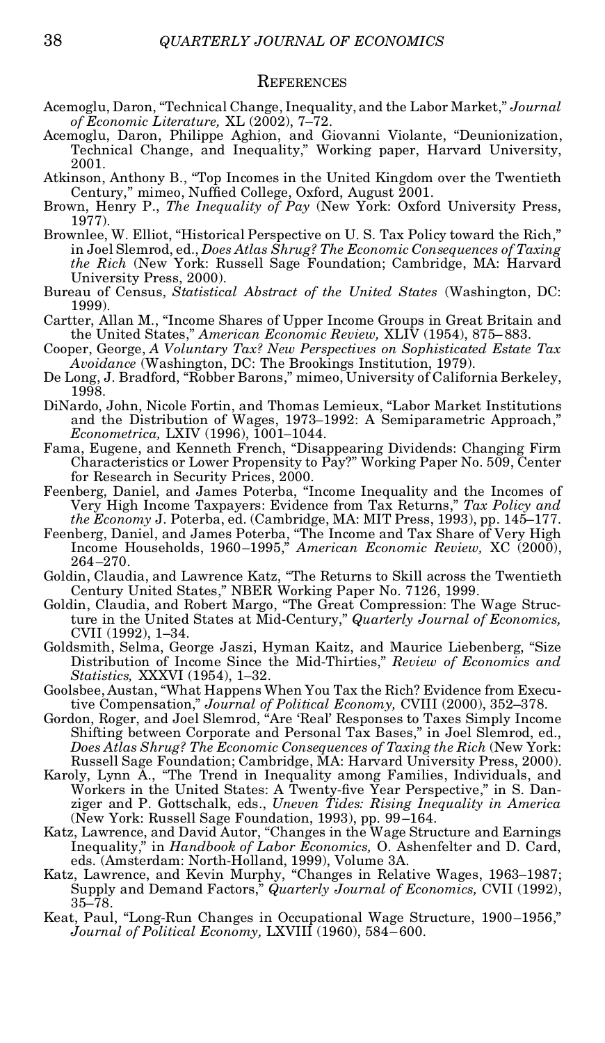## References

Acemoglu, Daron, "Technical Change, Inequality, and the Labor Market," *Journal of Economic Literature,* XL (2002), 7–72.

Acemoglu, Daron, Philippe Aghion, and Giovanni Violante, "Deunionization, Technical Change, and Inequality," Working paper, Harvard University, 2001.

Atkinson, Anthony B., "Top Incomes in the United Kingdom over the Twentieth Century," mimeo, Nuffied College, Oxford, August 2001.

Brown, Henry P., *The Inequality of Pay* (New York: Oxford University Press, 1977).

Brownlee, W. Elliot, "Historical Perspective on U. S. Tax Policy toward the Rich," in Joel Slemrod, ed., *Does Atlas Shrug? The Economic Consequences of Taxing the Rich* (New York: Russell Sage Foundation; Cambridge, MA: Harvard University Press, 2000).

Bureau of Census, *Statistical Abstract of the United States* (Washington, DC: 1999).

Cartter, Allan M., "Income Shares of Upper Income Groups in Great Britain and the United States," *American Economic Review,* XLIV (1954), 875–883.

Cooper, George, *A Voluntary Tax? New Perspectives on Sophisticated Estate Tax Avoidance* (Washington, DC: The Brookings Institution, 1979).

De Long, J. Bradford, "Robber Barons," mimeo, University of California Berkeley, 1998.

DiNardo, John, Nicole Fortin, and Thomas Lemieux, "Labor Market Institutions and the Distribution of Wages, 1973–1992: A Semiparametric Approach," *Econometrica,* LXIV (1996), 1001–1044.

Fama, Eugene, and Kenneth French, "Disappearing Dividends: Changing Firm Characteristics or Lower Propensity to Pay?" Working Paper No. 509, Center for Research in Security Prices, 2000.

Feenberg, Daniel, and James Poterba, "Income Inequality and the Incomes of Very High Income Taxpayers: Evidence from Tax Returns," *Tax Policy and the Economy* J. Poterba, ed. (Cambridge, MA: MIT Press, 1993), pp. 145–177.

Feenberg, Daniel, and James Poterba, "The Income and Tax Share of Very High Income Households, 1960–1995," *American Economic Review,* XC (2000), 264–270.

Goldin, Claudia, and Lawrence Katz, "The Returns to Skill across the Twentieth Century United States," NBER Working Paper No. 7126, 1999.

Goldin, Claudia, and Robert Margo, "The Great Compression: The Wage Structure in the United States at Mid-Century," *Quarterly Journal of Economics,* CVII (1992), 1–34.

Goldsmith, Selma, George Jaszi, Hyman Kaitz, and Maurice Liebenberg, "Size Distribution of Income Since the Mid-Thirties," *Review of Economics and Statistics,* XXXVI (1954), 1–32.

Goolsbee, Austan, "What Happens When You Tax the Rich? Evidence from Executive Compensation," *Journal of Political Economy,* CVIII (2000), 352–378.

Gordon, Roger, and Joel Slemrod, "Are 'Real' Responses to Taxes Simply Income Shifting between Corporate and Personal Tax Bases," in Joel Slemrod, ed., *Does Atlas Shrug? The Economic Consequences of Taxing the Rich* (New York: Russell Sage Foundation; Cambridge, MA: Harvard University Press, 2000).

Karoly, Lynn A., "The Trend in Inequality among Families, Individuals, and Workers in the United States: A Twenty-five Year Perspective," in S. Danziger and P. Gottschalk, eds., *Uneven Tides: Rising Inequality in America* (New York: Russell Sage Foundation, 1993), pp. 99–164.

Katz, Lawrence, and David Autor, "Changes in the Wage Structure and Earnings Inequality," in *Handbook of Labor Economics,* O. Ashenfelter and D. Card, eds. (Amsterdam: North-Holland, 1999), Volume 3A.

Katz, Lawrence, and Kevin Murphy, "Changes in Relative Wages, 1963–1987; Supply and Demand Factors," *Quarterly Journal of Economics,* CVII (1992), 35–78.

Keat, Paul, "Long-Run Changes in Occupational Wage Structure, 1900–1956," *Journal of Political Economy,* LXVIII (1960), 584–600.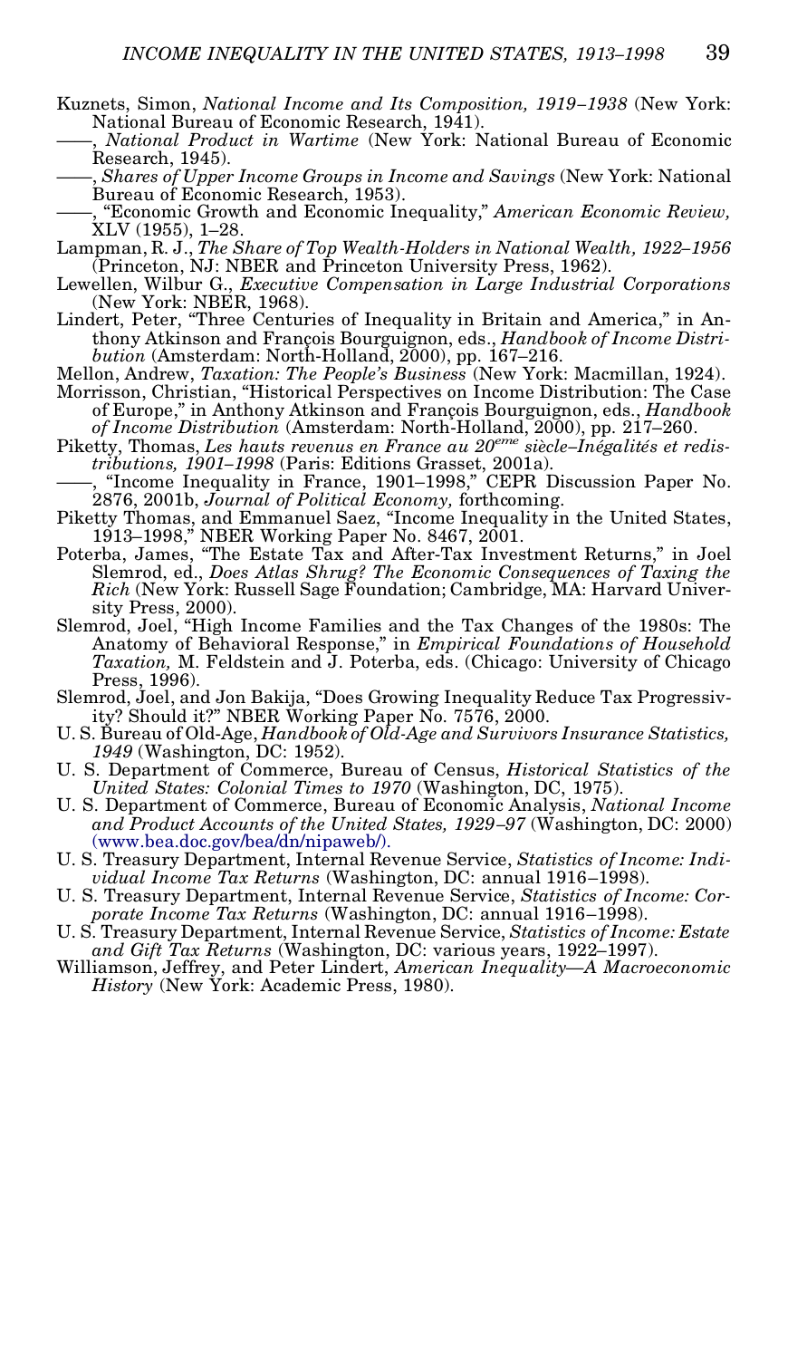Kuznets, Simon, *National Income and Its Composition, 1919–1938* (New York: National Bureau of Economic Research, 1941).

——, *National Product in Wartime* (New York: National Bureau of Economic Research, 1945).

——, *Shares of Upper Income Groups in Income and Savings* (New York: National Bureau of Economic Research, 1953).

——, "Economic Growth and Economic Inequality," *American Economic Review,* XLV (1955), 1–28.

Lampman, R. J., *The Share of Top Wealth-Holders in National Wealth, 1922–1956* (Princeton, NJ: NBER and Princeton University Press, 1962).

Lewellen, Wilbur G., *Executive Compensation in Large Industrial Corporations* (New York: NBER, 1968).

Lindert, Peter, "Three Centuries of Inequality in Britain and America," in Anthony Atkinson and François Bourguignon, eds., *Handbook of Income Distribution* (Amsterdam: North-Holland, 2000), pp. 167–216.

Mellon, Andrew, *Taxation: The People's Business* (New York: Macmillan, 1924).

Morrisson, Christian, "Historical Perspectives on Income Distribution: The Case of Europe," in Anthony Atkinson and François Bourguignon, eds., *Handbook of Income Distribution* (Amsterdam: North-Holland, 2000), pp. 217–260.

Piketty, Thomas, *Les hauts revenus en France au 20eme siècle–Inégalités et redistributions, 1901–1998* (Paris: Editions Grasset, 2001a).

——, "Income Inequality in France, 1901–1998," CEPR Discussion Paper No. 2876, 2001b, *Journal of Political Economy,* forthcoming.

Piketty Thomas, and Emmanuel Saez, "Income Inequality in the United States, 1913–1998," NBER Working Paper No. 8467, 2001.

Poterba, James, "The Estate Tax and After-Tax Investment Returns," in Joel Slemrod, ed., *Does Atlas Shrug? The Economic Consequences of Taxing the Rich* (New York: Russell Sage Foundation; Cambridge, MA: Harvard University Press, 2000).

Slemrod, Joel, "High Income Families and the Tax Changes of the 1980s: The Anatomy of Behavioral Response," in *Empirical Foundations of Household Taxation,* M. Feldstein and J. Poterba, eds. (Chicago: University of Chicago Press, 1996).

Slemrod, Joel, and Jon Bakija, "Does Growing Inequality Reduce Tax Progressivity? Should it?" NBER Working Paper No. 7576, 2000.

U. S. Bureau of Old-Age, *Handbook of Old-Age and Survivors Insurance Statistics, 1949* (Washington, DC: 1952).

U. S. Department of Commerce, Bureau of Census, *Historical Statistics of the United States: Colonial Times to 1970* (Washington, DC, 1975).

U. S. Department of Commerce, Bureau of Economic Analysis, *National Income and Product Accounts of the United States, 1929–97* (Washington, DC: 2000) (www.bea.doc.gov/bea/dn/nipaweb/).

U. S. Treasury Department, Internal Revenue Service, *Statistics of Income: Individual Income Tax Returns* (Washington, DC: annual 1916–1998).

U. S. Treasury Department, Internal Revenue Service, *Statistics of Income: Corporate Income Tax Returns* (Washington, DC: annual 1916–1998).

U. S. Treasury Department, Internal Revenue Service, *Statistics of Income: Estate and Gift Tax Returns* (Washington, DC: various years, 1922–1997).

Williamson, Jeffrey, and Peter Lindert, *American Inequality—A Macroeconomic History* (New York: Academic Press, 1980).